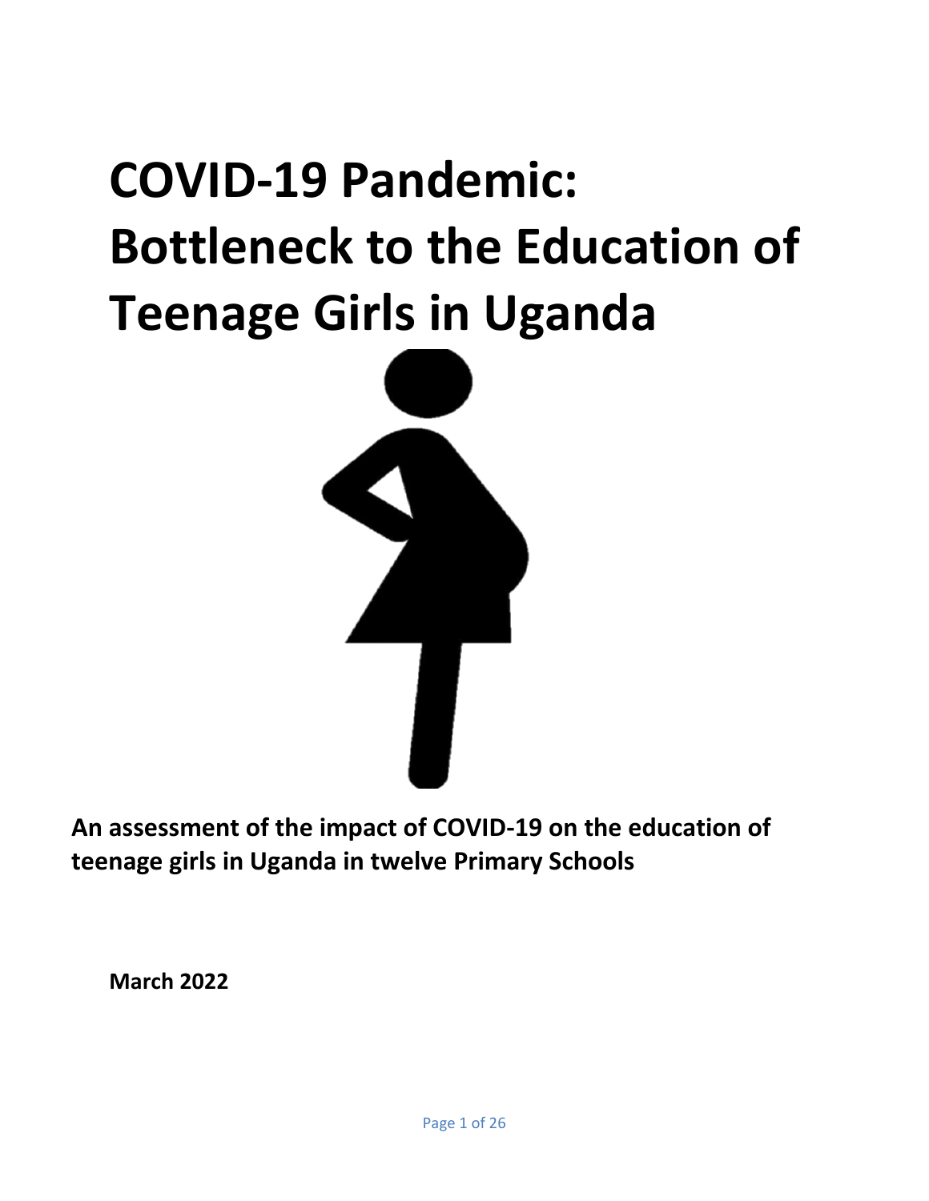# COVID-19 Pandemic: Bottleneck to the Education of Teenage Girls in Uganda

**An assessment of the impact of COVID-19 on the education of teenage girls in Uganda in twelve Primary Schools**

**March 2022**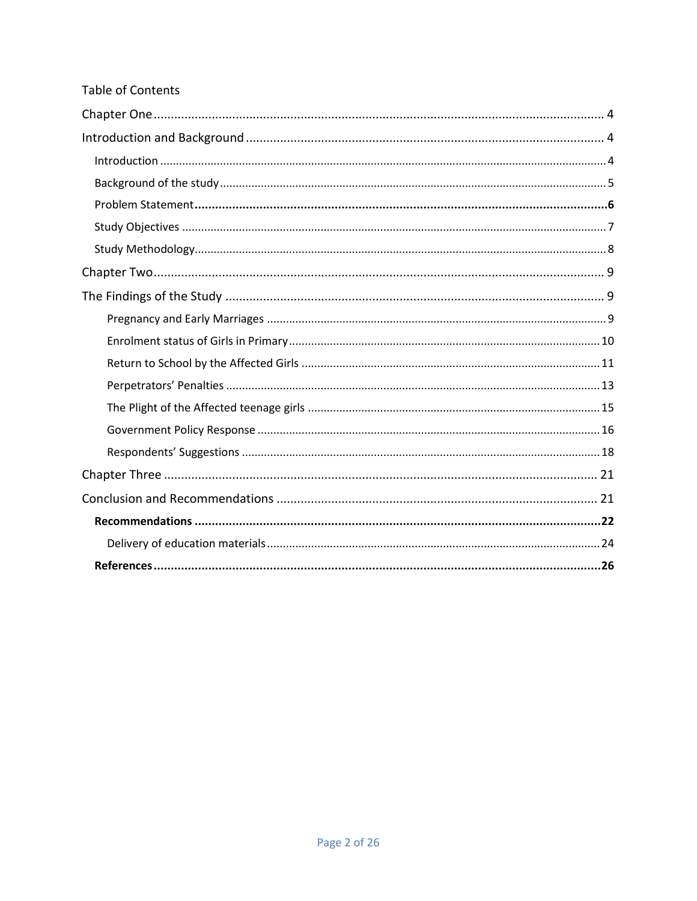Table of Contents

- Chapter One ........................................................................ 4
- Introduction and Background ........................................................................ 4
  - Introduction ........................................................................ 4
  - Background of the study ........................................................................ 5
  - **Problem Statement ........................................................................ 6**
  - Study Objectives ........................................................................ 7
  - Study Methodology ........................................................................ 8
- Chapter Two ........................................................................ 9
- The Findings of the Study ........................................................................ 9
    - Pregnancy and Early Marriages ........................................................................ 9
    - Enrolment status of Girls in Primary ........................................................................ 10
    - Return to School by the Affected Girls ........................................................................ 11
    - Perpetrators' Penalties ........................................................................ 13
    - The Plight of the Affected teenage girls ........................................................................ 15
    - Government Policy Response ........................................................................ 16
    - Respondents' Suggestions ........................................................................ 18
- Chapter Three ........................................................................ 21
- Conclusion and Recommendations ........................................................................ 21
  - **Recommendations ........................................................................ 22**
    - Delivery of education materials ........................................................................ 24
  - **References ........................................................................ 26**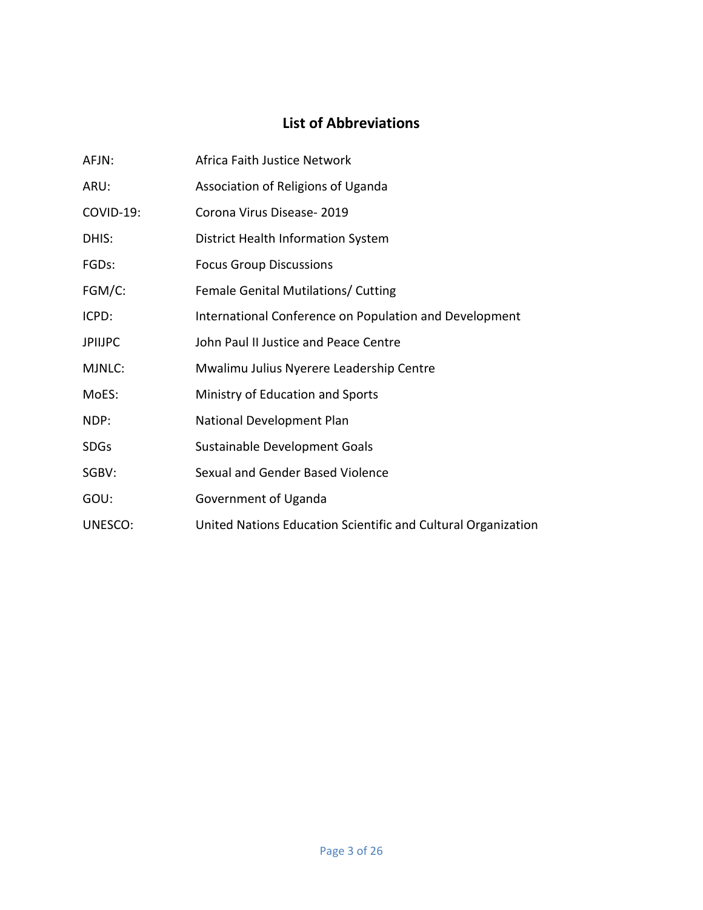# List of Abbreviations

| | |
|---|---|
| AFJN: | Africa Faith Justice Network |
| ARU: | Association of Religions of Uganda |
| COVID-19: | Corona Virus Disease- 2019 |
| DHIS: | District Health Information System |
| FGDs: | Focus Group Discussions |
| FGM/C: | Female Genital Mutilations/ Cutting |
| ICPD: | International Conference on Population and Development |
| JPIIJPC | John Paul II Justice and Peace Centre |
| MJNLC: | Mwalimu Julius Nyerere Leadership Centre |
| MoES: | Ministry of Education and Sports |
| NDP: | National Development Plan |
| SDGs | Sustainable Development Goals |
| SGBV: | Sexual and Gender Based Violence |
| GOU: | Government of Uganda |
| UNESCO: | United Nations Education Scientific and Cultural Organization |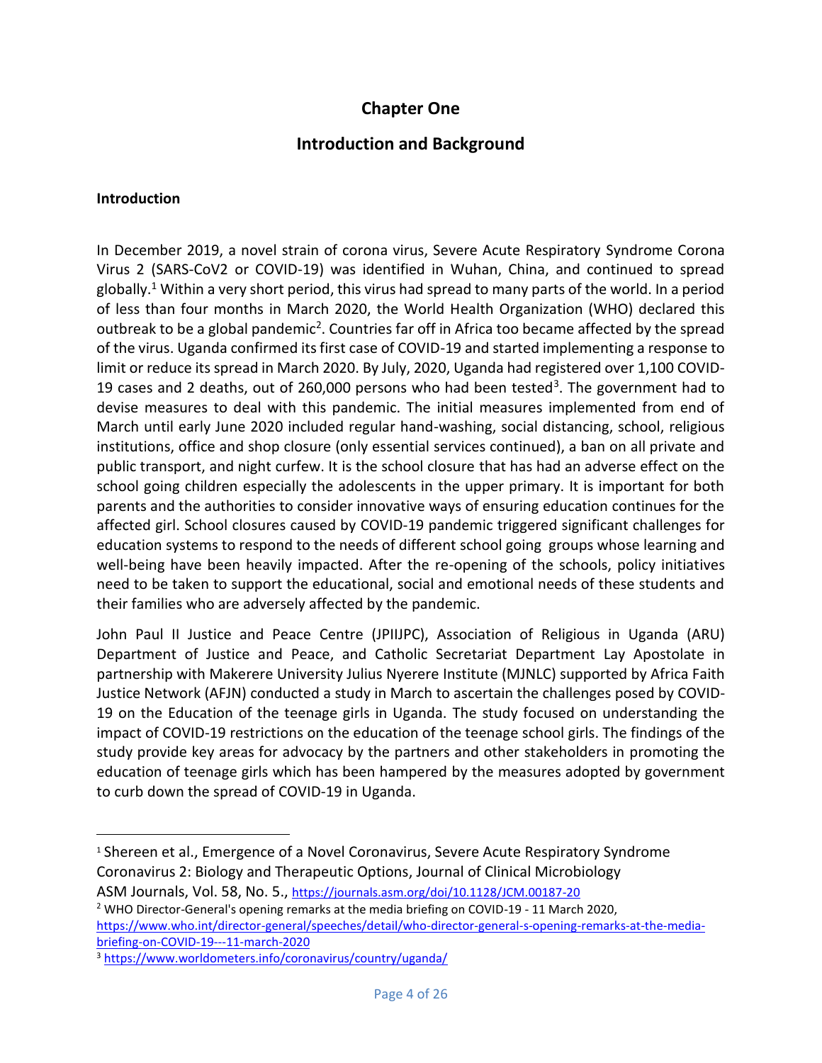# Chapter One

## Introduction and Background

### Introduction

In December 2019, a novel strain of corona virus, Severe Acute Respiratory Syndrome Corona Virus 2 (SARS-CoV2 or COVID-19) was identified in Wuhan, China, and continued to spread globally.[1] Within a very short period, this virus had spread to many parts of the world. In a period of less than four months in March 2020, the World Health Organization (WHO) declared this outbreak to be a global pandemic[2]. Countries far off in Africa too became affected by the spread of the virus. Uganda confirmed its first case of COVID-19 and started implementing a response to limit or reduce its spread in March 2020. By July, 2020, Uganda had registered over 1,100 COVID-19 cases and 2 deaths, out of 260,000 persons who had been tested[3]. The government had to devise measures to deal with this pandemic. The initial measures implemented from end of March until early June 2020 included regular hand-washing, social distancing, school, religious institutions, office and shop closure (only essential services continued), a ban on all private and public transport, and night curfew. It is the school closure that has had an adverse effect on the school going children especially the adolescents in the upper primary. It is important for both parents and the authorities to consider innovative ways of ensuring education continues for the affected girl. School closures caused by COVID-19 pandemic triggered significant challenges for education systems to respond to the needs of different school going groups whose learning and well-being have been heavily impacted. After the re-opening of the schools, policy initiatives need to be taken to support the educational, social and emotional needs of these students and their families who are adversely affected by the pandemic.

John Paul II Justice and Peace Centre (JPIIJPC), Association of Religious in Uganda (ARU) Department of Justice and Peace, and Catholic Secretariat Department Lay Apostolate in partnership with Makerere University Julius Nyerere Institute (MJNLC) supported by Africa Faith Justice Network (AFJN) conducted a study in March to ascertain the challenges posed by COVID-19 on the Education of the teenage girls in Uganda. The study focused on understanding the impact of COVID-19 restrictions on the education of the teenage school girls. The findings of the study provide key areas for advocacy by the partners and other stakeholders in promoting the education of teenage girls which has been hampered by the measures adopted by government to curb down the spread of COVID-19 in Uganda.

---

[1] Shereen et al., Emergence of a Novel Coronavirus, Severe Acute Respiratory Syndrome Coronavirus 2: Biology and Therapeutic Options, Journal of Clinical Microbiology ASM Journals, Vol. 58, No. 5., https://journals.asm.org/doi/10.1128/JCM.00187-20

[2] WHO Director-General's opening remarks at the media briefing on COVID-19 - 11 March 2020, https://www.who.int/director-general/speeches/detail/who-director-general-s-opening-remarks-at-the-media-briefing-on-COVID-19---11-march-2020

[3] https://www.worldometers.info/coronavirus/country/uganda/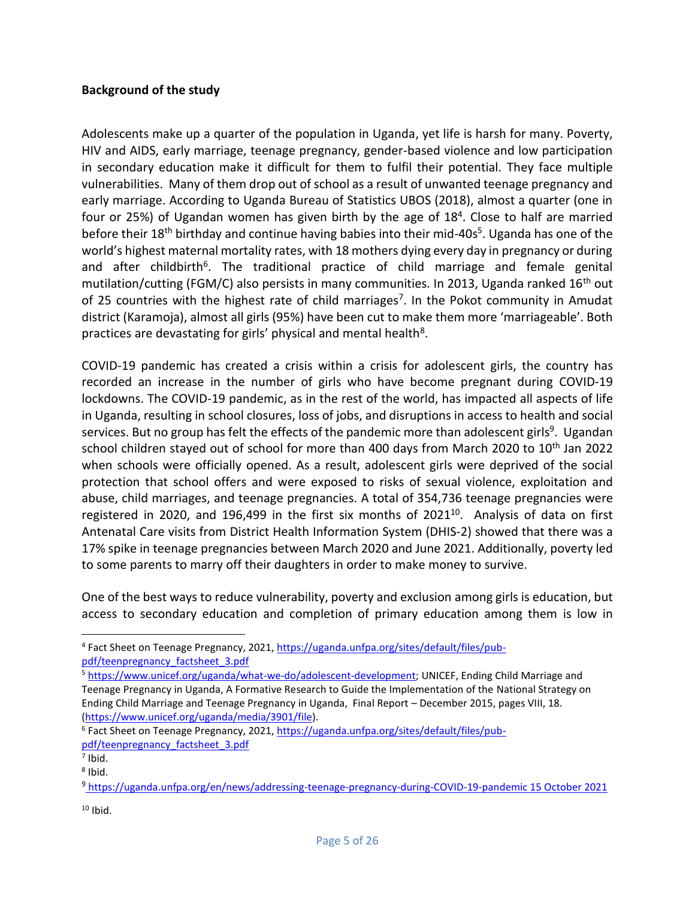**Background of the study**

Adolescents make up a quarter of the population in Uganda, yet life is harsh for many. Poverty, HIV and AIDS, early marriage, teenage pregnancy, gender-based violence and low participation in secondary education make it difficult for them to fulfil their potential. They face multiple vulnerabilities. Many of them drop out of school as a result of unwanted teenage pregnancy and early marriage. According to Uganda Bureau of Statistics UBOS (2018), almost a quarter (one in four or 25%) of Ugandan women has given birth by the age of 18[4]. Close to half are married before their 18th birthday and continue having babies into their mid-40s[5]. Uganda has one of the world's highest maternal mortality rates, with 18 mothers dying every day in pregnancy or during and after childbirth[6]. The traditional practice of child marriage and female genital mutilation/cutting (FGM/C) also persists in many communities. In 2013, Uganda ranked 16th out of 25 countries with the highest rate of child marriages[7]. In the Pokot community in Amudat district (Karamoja), almost all girls (95%) have been cut to make them more 'marriageable'. Both practices are devastating for girls' physical and mental health[8].

COVID-19 pandemic has created a crisis within a crisis for adolescent girls, the country has recorded an increase in the number of girls who have become pregnant during COVID-19 lockdowns. The COVID-19 pandemic, as in the rest of the world, has impacted all aspects of life in Uganda, resulting in school closures, loss of jobs, and disruptions in access to health and social services. But no group has felt the effects of the pandemic more than adolescent girls[9]. Ugandan school children stayed out of school for more than 400 days from March 2020 to 10th Jan 2022 when schools were officially opened. As a result, adolescent girls were deprived of the social protection that school offers and were exposed to risks of sexual violence, exploitation and abuse, child marriages, and teenage pregnancies. A total of 354,736 teenage pregnancies were registered in 2020, and 196,499 in the first six months of 2021[10]. Analysis of data on first Antenatal Care visits from District Health Information System (DHIS-2) showed that there was a 17% spike in teenage pregnancies between March 2020 and June 2021. Additionally, poverty led to some parents to marry off their daughters in order to make money to survive.

One of the best ways to reduce vulnerability, poverty and exclusion among girls is education, but access to secondary education and completion of primary education among them is low in

---

[4] Fact Sheet on Teenage Pregnancy, 2021, https://uganda.unfpa.org/sites/default/files/pub-pdf/teenpregnancy_factsheet_3.pdf

[5] https://www.unicef.org/uganda/what-we-do/adolescent-development; UNICEF, Ending Child Marriage and Teenage Pregnancy in Uganda, A Formative Research to Guide the Implementation of the National Strategy on Ending Child Marriage and Teenage Pregnancy in Uganda, Final Report – December 2015, pages VIII, 18. (https://www.unicef.org/uganda/media/3901/file).

[6] Fact Sheet on Teenage Pregnancy, 2021, https://uganda.unfpa.org/sites/default/files/pub-pdf/teenpregnancy_factsheet_3.pdf

[7] Ibid.

[8] Ibid.

[9] https://uganda.unfpa.org/en/news/addressing-teenage-pregnancy-during-COVID-19-pandemic 15 October 2021

[10] Ibid.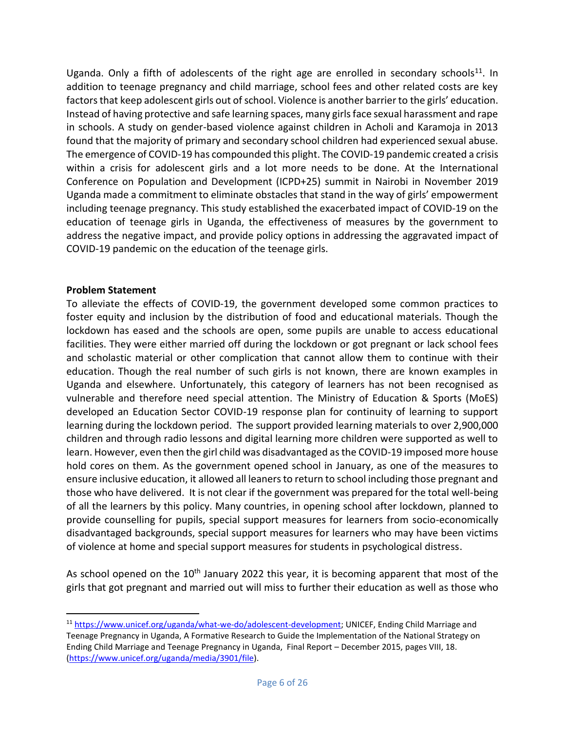Uganda. Only a fifth of adolescents of the right age are enrolled in secondary schools[11]. In addition to teenage pregnancy and child marriage, school fees and other related costs are key factors that keep adolescent girls out of school. Violence is another barrier to the girls' education. Instead of having protective and safe learning spaces, many girls face sexual harassment and rape in schools. A study on gender-based violence against children in Acholi and Karamoja in 2013 found that the majority of primary and secondary school children had experienced sexual abuse. The emergence of COVID-19 has compounded this plight. The COVID-19 pandemic created a crisis within a crisis for adolescent girls and a lot more needs to be done. At the International Conference on Population and Development (ICPD+25) summit in Nairobi in November 2019 Uganda made a commitment to eliminate obstacles that stand in the way of girls' empowerment including teenage pregnancy. This study established the exacerbated impact of COVID-19 on the education of teenage girls in Uganda, the effectiveness of measures by the government to address the negative impact, and provide policy options in addressing the aggravated impact of COVID-19 pandemic on the education of the teenage girls.

**Problem Statement**

To alleviate the effects of COVID-19, the government developed some common practices to foster equity and inclusion by the distribution of food and educational materials. Though the lockdown has eased and the schools are open, some pupils are unable to access educational facilities. They were either married off during the lockdown or got pregnant or lack school fees and scholastic material or other complication that cannot allow them to continue with their education. Though the real number of such girls is not known, there are known examples in Uganda and elsewhere. Unfortunately, this category of learners has not been recognised as vulnerable and therefore need special attention. The Ministry of Education & Sports (MoES) developed an Education Sector COVID-19 response plan for continuity of learning to support learning during the lockdown period. The support provided learning materials to over 2,900,000 children and through radio lessons and digital learning more children were supported as well to learn. However, even then the girl child was disadvantaged as the COVID-19 imposed more house hold cores on them. As the government opened school in January, as one of the measures to ensure inclusive education, it allowed all leaners to return to school including those pregnant and those who have delivered. It is not clear if the government was prepared for the total well-being of all the learners by this policy. Many countries, in opening school after lockdown, planned to provide counselling for pupils, special support measures for learners from socio-economically disadvantaged backgrounds, special support measures for learners who may have been victims of violence at home and special support measures for students in psychological distress.

As school opened on the 10th January 2022 this year, it is becoming apparent that most of the girls that got pregnant and married out will miss to further their education as well as those who

---

[11] https://www.unicef.org/uganda/what-we-do/adolescent-development; UNICEF, Ending Child Marriage and Teenage Pregnancy in Uganda, A Formative Research to Guide the Implementation of the National Strategy on Ending Child Marriage and Teenage Pregnancy in Uganda, Final Report – December 2015, pages VIII, 18. (https://www.unicef.org/uganda/media/3901/file).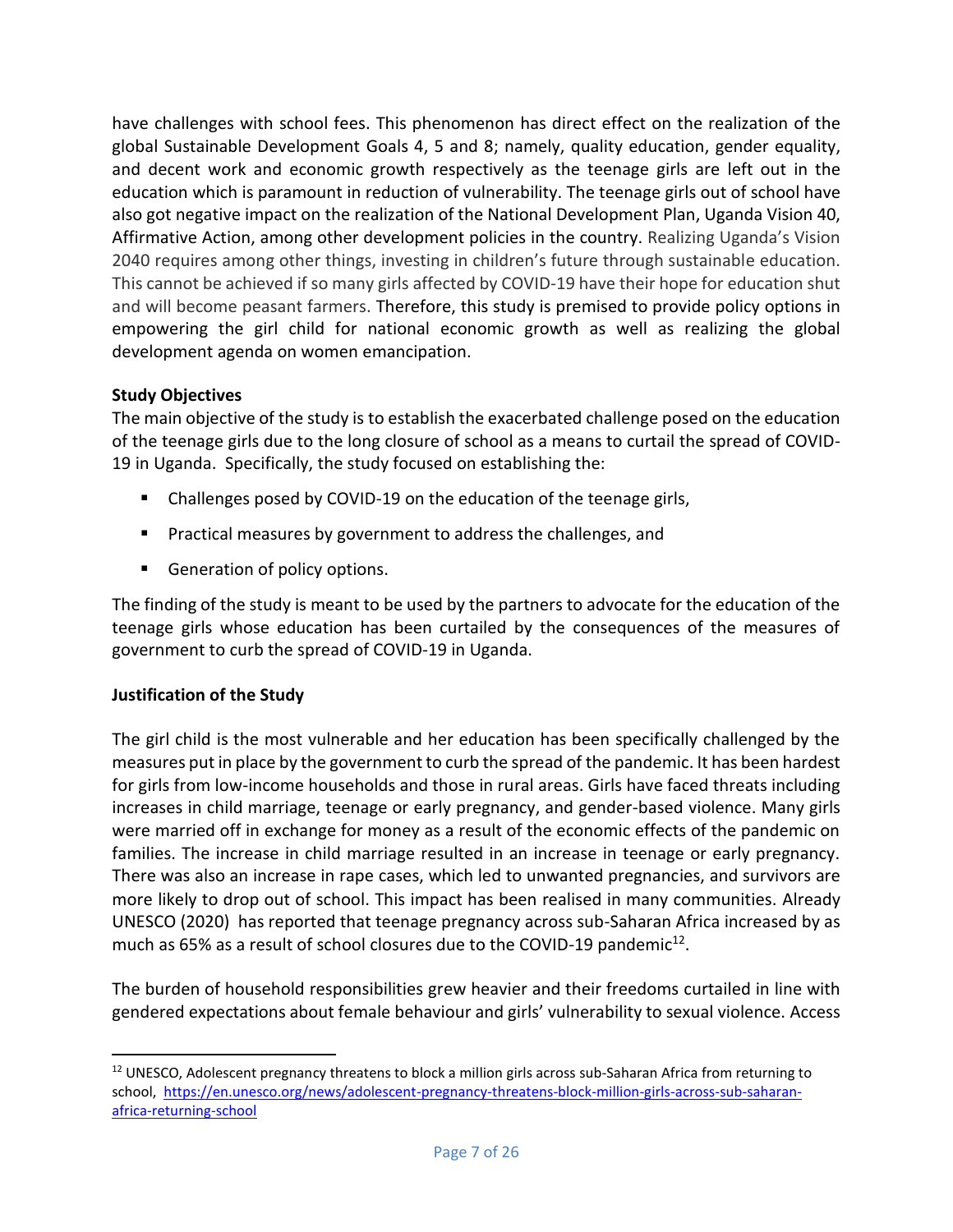have challenges with school fees. This phenomenon has direct effect on the realization of the global Sustainable Development Goals 4, 5 and 8; namely, quality education, gender equality, and decent work and economic growth respectively as the teenage girls are left out in the education which is paramount in reduction of vulnerability. The teenage girls out of school have also got negative impact on the realization of the National Development Plan, Uganda Vision 40, Affirmative Action, among other development policies in the country. Realizing Uganda's Vision 2040 requires among other things, investing in children's future through sustainable education. This cannot be achieved if so many girls affected by COVID-19 have their hope for education shut and will become peasant farmers. Therefore, this study is premised to provide policy options in empowering the girl child for national economic growth as well as realizing the global development agenda on women emancipation.

**Study Objectives**

The main objective of the study is to establish the exacerbated challenge posed on the education of the teenage girls due to the long closure of school as a means to curtail the spread of COVID-19 in Uganda. Specifically, the study focused on establishing the:

- Challenges posed by COVID-19 on the education of the teenage girls,
- Practical measures by government to address the challenges, and
- Generation of policy options.

The finding of the study is meant to be used by the partners to advocate for the education of the teenage girls whose education has been curtailed by the consequences of the measures of government to curb the spread of COVID-19 in Uganda.

**Justification of the Study**

The girl child is the most vulnerable and her education has been specifically challenged by the measures put in place by the government to curb the spread of the pandemic. It has been hardest for girls from low-income households and those in rural areas. Girls have faced threats including increases in child marriage, teenage or early pregnancy, and gender-based violence. Many girls were married off in exchange for money as a result of the economic effects of the pandemic on families. The increase in child marriage resulted in an increase in teenage or early pregnancy. There was also an increase in rape cases, which led to unwanted pregnancies, and survivors are more likely to drop out of school. This impact has been realised in many communities. Already UNESCO (2020) has reported that teenage pregnancy across sub-Saharan Africa increased by as much as 65% as a result of school closures due to the COVID-19 pandemic[12].

The burden of household responsibilities grew heavier and their freedoms curtailed in line with gendered expectations about female behaviour and girls' vulnerability to sexual violence. Access

[12] UNESCO, Adolescent pregnancy threatens to block a million girls across sub-Saharan Africa from returning to school, https://en.unesco.org/news/adolescent-pregnancy-threatens-block-million-girls-across-sub-saharan-africa-returning-school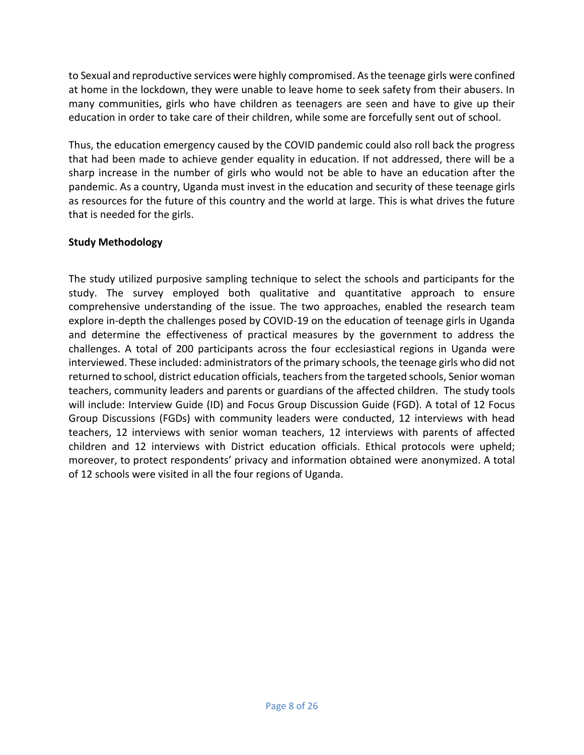to Sexual and reproductive services were highly compromised. As the teenage girls were confined at home in the lockdown, they were unable to leave home to seek safety from their abusers. In many communities, girls who have children as teenagers are seen and have to give up their education in order to take care of their children, while some are forcefully sent out of school.

Thus, the education emergency caused by the COVID pandemic could also roll back the progress that had been made to achieve gender equality in education. If not addressed, there will be a sharp increase in the number of girls who would not be able to have an education after the pandemic. As a country, Uganda must invest in the education and security of these teenage girls as resources for the future of this country and the world at large. This is what drives the future that is needed for the girls.

**Study Methodology**

The study utilized purposive sampling technique to select the schools and participants for the study. The survey employed both qualitative and quantitative approach to ensure comprehensive understanding of the issue. The two approaches, enabled the research team explore in-depth the challenges posed by COVID-19 on the education of teenage girls in Uganda and determine the effectiveness of practical measures by the government to address the challenges. A total of 200 participants across the four ecclesiastical regions in Uganda were interviewed. These included: administrators of the primary schools, the teenage girls who did not returned to school, district education officials, teachers from the targeted schools, Senior woman teachers, community leaders and parents or guardians of the affected children. The study tools will include: Interview Guide (ID) and Focus Group Discussion Guide (FGD). A total of 12 Focus Group Discussions (FGDs) with community leaders were conducted, 12 interviews with head teachers, 12 interviews with senior woman teachers, 12 interviews with parents of affected children and 12 interviews with District education officials. Ethical protocols were upheld; moreover, to protect respondents' privacy and information obtained were anonymized. A total of 12 schools were visited in all the four regions of Uganda.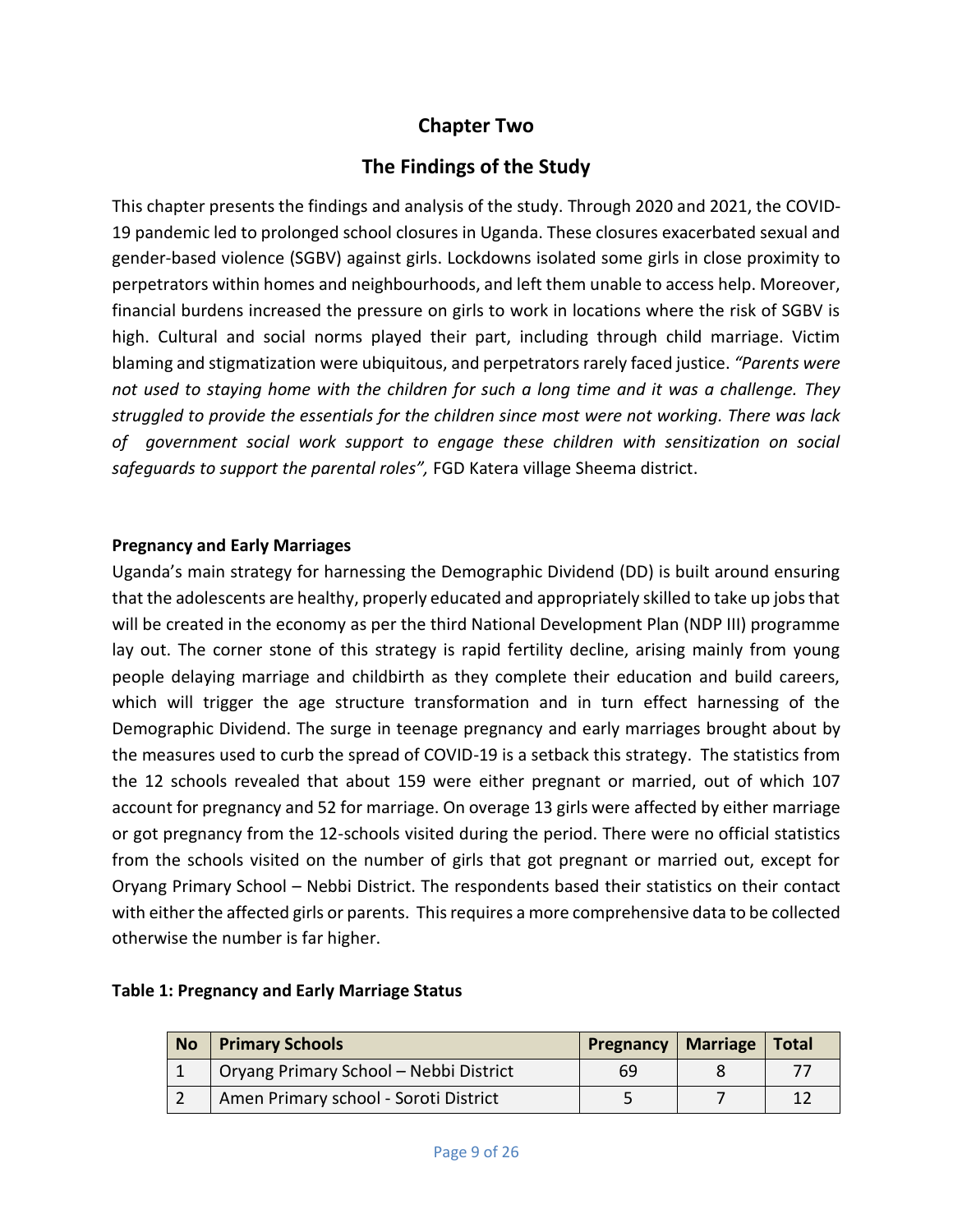# Chapter Two

## The Findings of the Study

This chapter presents the findings and analysis of the study. Through 2020 and 2021, the COVID-19 pandemic led to prolonged school closures in Uganda. These closures exacerbated sexual and gender-based violence (SGBV) against girls. Lockdowns isolated some girls in close proximity to perpetrators within homes and neighbourhoods, and left them unable to access help. Moreover, financial burdens increased the pressure on girls to work in locations where the risk of SGBV is high. Cultural and social norms played their part, including through child marriage. Victim blaming and stigmatization were ubiquitous, and perpetrators rarely faced justice. *"Parents were not used to staying home with the children for such a long time and it was a challenge. They struggled to provide the essentials for the children since most were not working. There was lack of government social work support to engage these children with sensitization on social safeguards to support the parental roles",* FGD Katera village Sheema district.

### Pregnancy and Early Marriages

Uganda's main strategy for harnessing the Demographic Dividend (DD) is built around ensuring that the adolescents are healthy, properly educated and appropriately skilled to take up jobs that will be created in the economy as per the third National Development Plan (NDP III) programme lay out. The corner stone of this strategy is rapid fertility decline, arising mainly from young people delaying marriage and childbirth as they complete their education and build careers, which will trigger the age structure transformation and in turn effect harnessing of the Demographic Dividend. The surge in teenage pregnancy and early marriages brought about by the measures used to curb the spread of COVID-19 is a setback this strategy. The statistics from the 12 schools revealed that about 159 were either pregnant or married, out of which 107 account for pregnancy and 52 for marriage. On overage 13 girls were affected by either marriage or got pregnancy from the 12-schools visited during the period. There were no official statistics from the schools visited on the number of girls that got pregnant or married out, except for Oryang Primary School – Nebbi District. The respondents based their statistics on their contact with either the affected girls or parents. This requires a more comprehensive data to be collected otherwise the number is far higher.

**Table 1: Pregnancy and Early Marriage Status**

| No | Primary Schools | Pregnancy | Marriage | Total |
|---|---|---|---|---|
| 1 | Oryang Primary School – Nebbi District | 69 | 8 | 77 |
| 2 | Amen Primary school - Soroti District | 5 | 7 | 12 |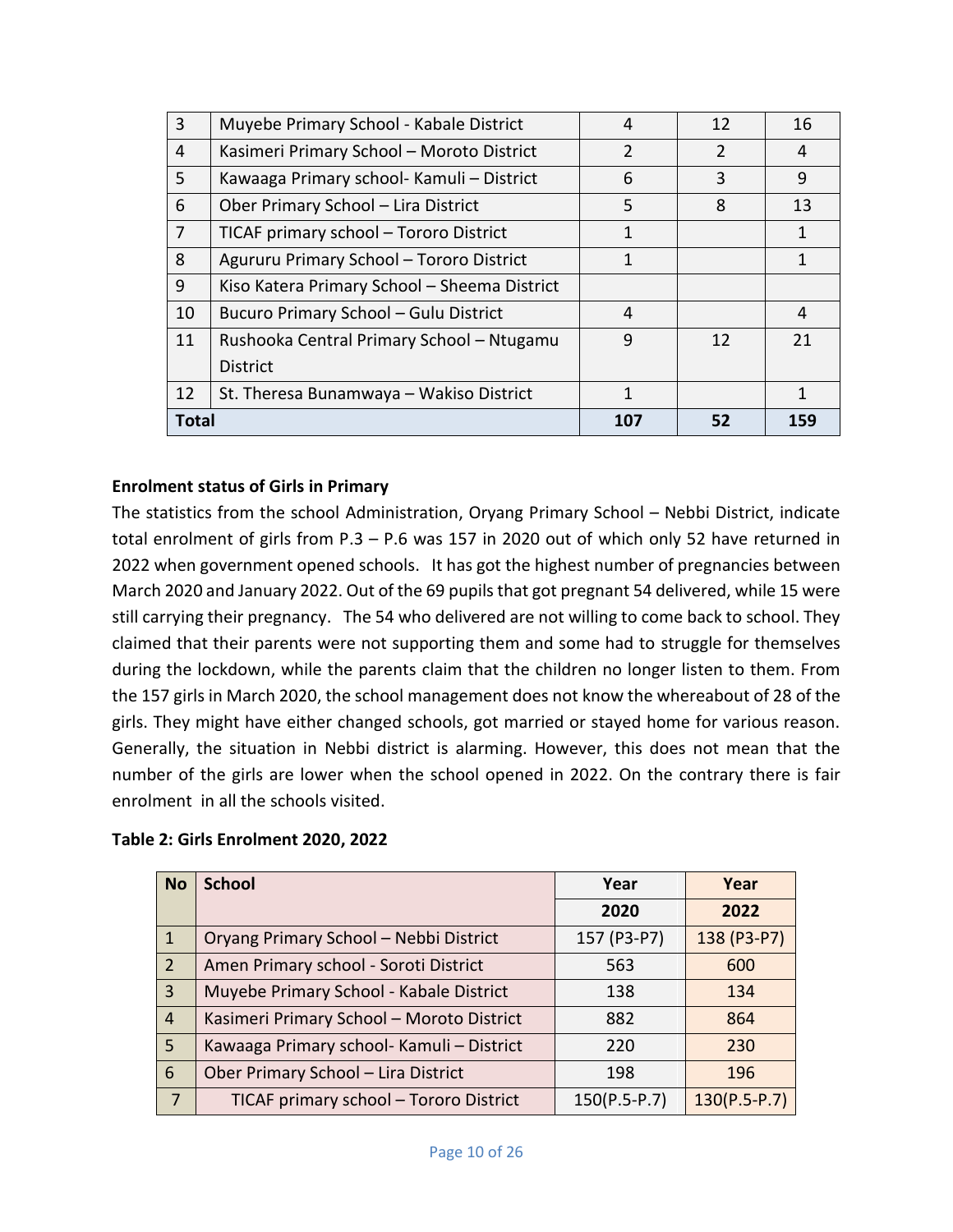| | | | | |
|---|---|---|---|---|
| 3 | Muyebe Primary School - Kabale District | 4 | 12 | 16 |
| 4 | Kasimeri Primary School – Moroto District | 2 | 2 | 4 |
| 5 | Kawaaga Primary school- Kamuli – District | 6 | 3 | 9 |
| 6 | Ober Primary School – Lira District | 5 | 8 | 13 |
| 7 | TICAF primary school – Tororo District | 1 | | 1 |
| 8 | Agururu Primary School – Tororo District | 1 | | 1 |
| 9 | Kiso Katera Primary School – Sheema District | | | |
| 10 | Bucuro Primary School – Gulu District | 4 | | 4 |
| 11 | Rushooka Central Primary School – Ntugamu District | 9 | 12 | 21 |
| 12 | St. Theresa Bunamwaya – Wakiso District | 1 | | 1 |
| **Total** | | **107** | **52** | **159** |

**Enrolment status of Girls in Primary**

The statistics from the school Administration, Oryang Primary School – Nebbi District, indicate total enrolment of girls from P.3 – P.6 was 157 in 2020 out of which only 52 have returned in 2022 when government opened schools. It has got the highest number of pregnancies between March 2020 and January 2022. Out of the 69 pupils that got pregnant 54 delivered, while 15 were still carrying their pregnancy. The 54 who delivered are not willing to come back to school. They claimed that their parents were not supporting them and some had to struggle for themselves during the lockdown, while the parents claim that the children no longer listen to them. From the 157 girls in March 2020, the school management does not know the whereabout of 28 of the girls. They might have either changed schools, got married or stayed home for various reason. Generally, the situation in Nebbi district is alarming. However, this does not mean that the number of the girls are lower when the school opened in 2022. On the contrary there is fair enrolment in all the schools visited.

**Table 2: Girls Enrolment 2020, 2022**

| No | School | Year | Year |
|---|---|---|---|
| | | 2020 | 2022 |
| 1 | Oryang Primary School – Nebbi District | 157 (P3-P7) | 138 (P3-P7) |
| 2 | Amen Primary school - Soroti District | 563 | 600 |
| 3 | Muyebe Primary School - Kabale District | 138 | 134 |
| 4 | Kasimeri Primary School – Moroto District | 882 | 864 |
| 5 | Kawaaga Primary school- Kamuli – District | 220 | 230 |
| 6 | Ober Primary School – Lira District | 198 | 196 |
| 7 | TICAF primary school – Tororo District | 150(P.5-P.7) | 130(P.5-P.7) |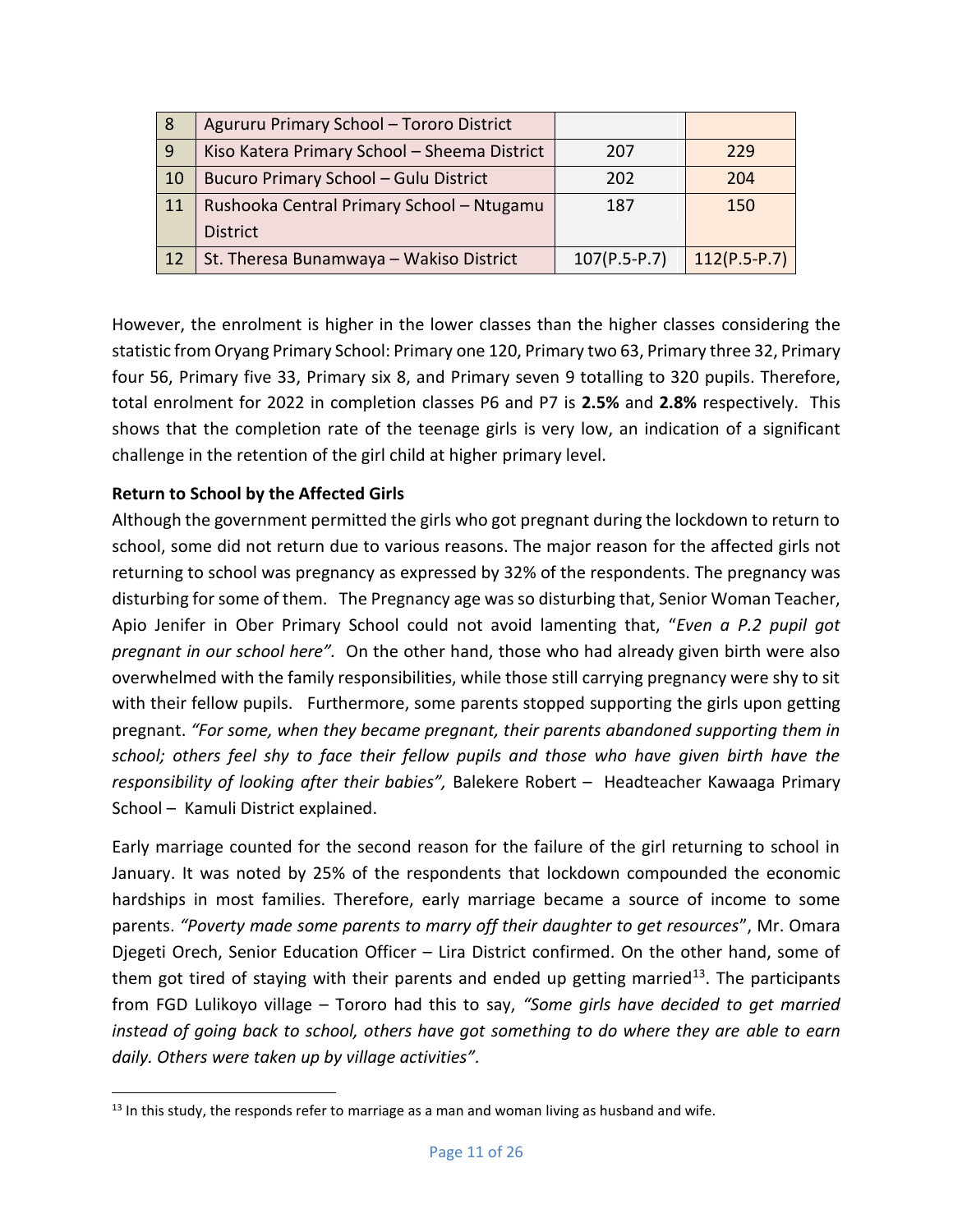| | | | |
|---|---|---|---|
| 8 | Agururu Primary School – Tororo District | | |
| 9 | Kiso Katera Primary School – Sheema District | 207 | 229 |
| 10 | Bucuro Primary School – Gulu District | 202 | 204 |
| 11 | Rushooka Central Primary School – Ntugamu District | 187 | 150 |
| 12 | St. Theresa Bunamwaya – Wakiso District | 107(P.5-P.7) | 112(P.5-P.7) |

However, the enrolment is higher in the lower classes than the higher classes considering the statistic from Oryang Primary School: Primary one 120, Primary two 63, Primary three 32, Primary four 56, Primary five 33, Primary six 8, and Primary seven 9 totalling to 320 pupils. Therefore, total enrolment for 2022 in completion classes P6 and P7 is **2.5%** and **2.8%** respectively. This shows that the completion rate of the teenage girls is very low, an indication of a significant challenge in the retention of the girl child at higher primary level.

**Return to School by the Affected Girls**

Although the government permitted the girls who got pregnant during the lockdown to return to school, some did not return due to various reasons. The major reason for the affected girls not returning to school was pregnancy as expressed by 32% of the respondents. The pregnancy was disturbing for some of them. The Pregnancy age was so disturbing that, Senior Woman Teacher, Apio Jenifer in Ober Primary School could not avoid lamenting that, "*Even a P.2 pupil got pregnant in our school here".* On the other hand, those who had already given birth were also overwhelmed with the family responsibilities, while those still carrying pregnancy were shy to sit with their fellow pupils. Furthermore, some parents stopped supporting the girls upon getting pregnant. *"For some, when they became pregnant, their parents abandoned supporting them in school; others feel shy to face their fellow pupils and those who have given birth have the responsibility of looking after their babies",* Balekere Robert – Headteacher Kawaaga Primary School – Kamuli District explained.

Early marriage counted for the second reason for the failure of the girl returning to school in January. It was noted by 25% of the respondents that lockdown compounded the economic hardships in most families. Therefore, early marriage became a source of income to some parents. *"Poverty made some parents to marry off their daughter to get resources*", Mr. Omara Djegeti Orech, Senior Education Officer – Lira District confirmed. On the other hand, some of them got tired of staying with their parents and ended up getting married[13]. The participants from FGD Lulikoyo village – Tororo had this to say, *"Some girls have decided to get married instead of going back to school, others have got something to do where they are able to earn daily. Others were taken up by village activities".*

[13] In this study, the responds refer to marriage as a man and woman living as husband and wife.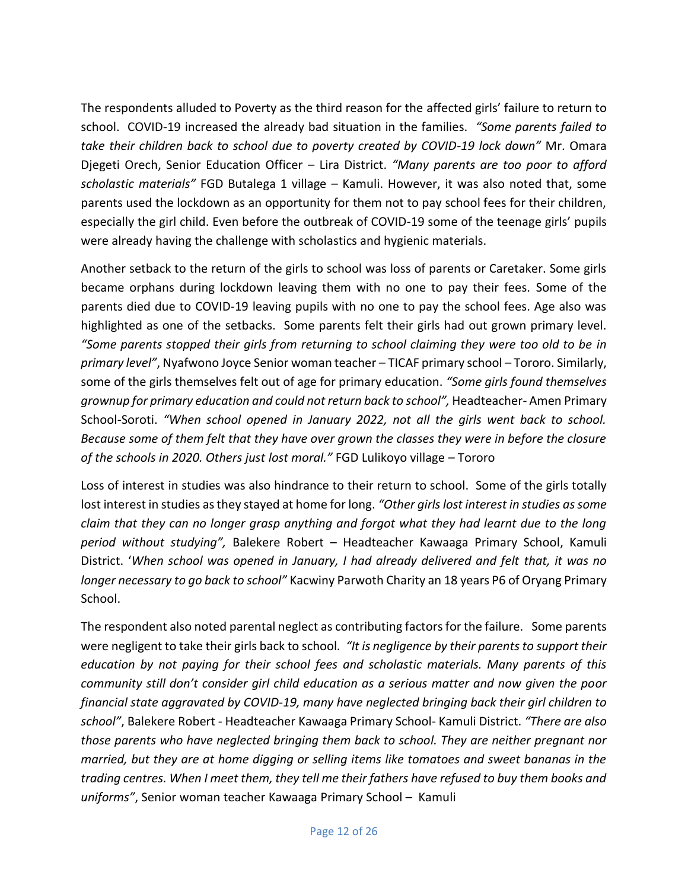The respondents alluded to Poverty as the third reason for the affected girls' failure to return to school. COVID-19 increased the already bad situation in the families. *"Some parents failed to take their children back to school due to poverty created by COVID-19 lock down"* Mr. Omara Djegeti Orech, Senior Education Officer – Lira District. *"Many parents are too poor to afford scholastic materials"* FGD Butalega 1 village – Kamuli. However, it was also noted that, some parents used the lockdown as an opportunity for them not to pay school fees for their children, especially the girl child. Even before the outbreak of COVID-19 some of the teenage girls' pupils were already having the challenge with scholastics and hygienic materials.

Another setback to the return of the girls to school was loss of parents or Caretaker. Some girls became orphans during lockdown leaving them with no one to pay their fees. Some of the parents died due to COVID-19 leaving pupils with no one to pay the school fees. Age also was highlighted as one of the setbacks. Some parents felt their girls had out grown primary level. *"Some parents stopped their girls from returning to school claiming they were too old to be in primary level"*, Nyafwono Joyce Senior woman teacher – TICAF primary school – Tororo. Similarly, some of the girls themselves felt out of age for primary education. *"Some girls found themselves grownup for primary education and could not return back to school",* Headteacher- Amen Primary School-Soroti. *"When school opened in January 2022, not all the girls went back to school. Because some of them felt that they have over grown the classes they were in before the closure of the schools in 2020. Others just lost moral."* FGD Lulikoyo village – Tororo

Loss of interest in studies was also hindrance to their return to school. Some of the girls totally lost interest in studies as they stayed at home for long. *"Other girls lost interest in studies as some claim that they can no longer grasp anything and forgot what they had learnt due to the long period without studying",* Balekere Robert – Headteacher Kawaaga Primary School, Kamuli District. '*When school was opened in January, I had already delivered and felt that, it was no longer necessary to go back to school"* Kacwiny Parwoth Charity an 18 years P6 of Oryang Primary School.

The respondent also noted parental neglect as contributing factors for the failure. Some parents were negligent to take their girls back to school*. "It is negligence by their parents to support their education by not paying for their school fees and scholastic materials. Many parents of this community still don't consider girl child education as a serious matter and now given the poor financial state aggravated by COVID-19, many have neglected bringing back their girl children to school"*, Balekere Robert - Headteacher Kawaaga Primary School- Kamuli District. *"There are also those parents who have neglected bringing them back to school. They are neither pregnant nor married, but they are at home digging or selling items like tomatoes and sweet bananas in the trading centres. When I meet them, they tell me their fathers have refused to buy them books and uniforms"*, Senior woman teacher Kawaaga Primary School – Kamuli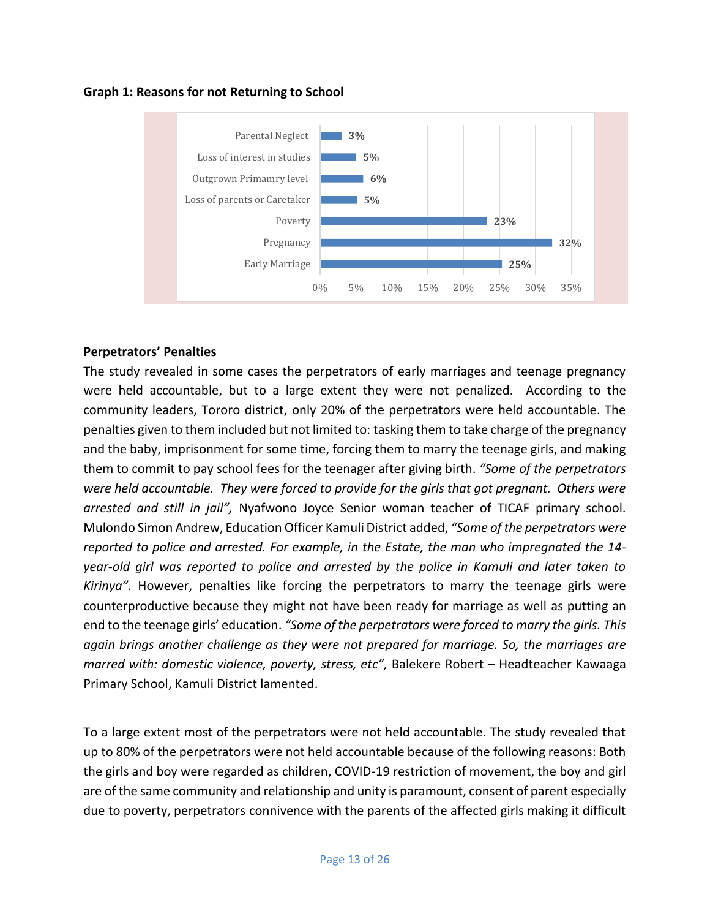**Graph 1: Reasons for not Returning to School**

| Reason | Percentage |
| --- | --- |
| Parental Neglect | 3% |
| Loss of interest in studies | 5% |
| Outgrown Primamry level | 6% |
| Loss of parents or Caretaker | 5% |
| Poverty | 23% |
| Pregnancy | 32% |
| Early Marriage | 25% |

**Perpetrators' Penalties**

The study revealed in some cases the perpetrators of early marriages and teenage pregnancy were held accountable, but to a large extent they were not penalized. According to the community leaders, Tororo district, only 20% of the perpetrators were held accountable. The penalties given to them included but not limited to: tasking them to take charge of the pregnancy and the baby, imprisonment for some time, forcing them to marry the teenage girls, and making them to commit to pay school fees for the teenager after giving birth. *"Some of the perpetrators were held accountable. They were forced to provide for the girls that got pregnant. Others were arrested and still in jail",* Nyafwono Joyce Senior woman teacher of TICAF primary school. Mulondo Simon Andrew, Education Officer Kamuli District added, *"Some of the perpetrators were reported to police and arrested. For example, in the Estate, the man who impregnated the 14-year-old girl was reported to police and arrested by the police in Kamuli and later taken to Kirinya".* However, penalties like forcing the perpetrators to marry the teenage girls were counterproductive because they might not have been ready for marriage as well as putting an end to the teenage girls' education. *"Some of the perpetrators were forced to marry the girls. This again brings another challenge as they were not prepared for marriage. So, the marriages are marred with: domestic violence, poverty, stress, etc",* Balekere Robert – Headteacher Kawaaga Primary School, Kamuli District lamented.

To a large extent most of the perpetrators were not held accountable. The study revealed that up to 80% of the perpetrators were not held accountable because of the following reasons: Both the girls and boy were regarded as children, COVID-19 restriction of movement, the boy and girl are of the same community and relationship and unity is paramount, consent of parent especially due to poverty, perpetrators connivence with the parents of the affected girls making it difficult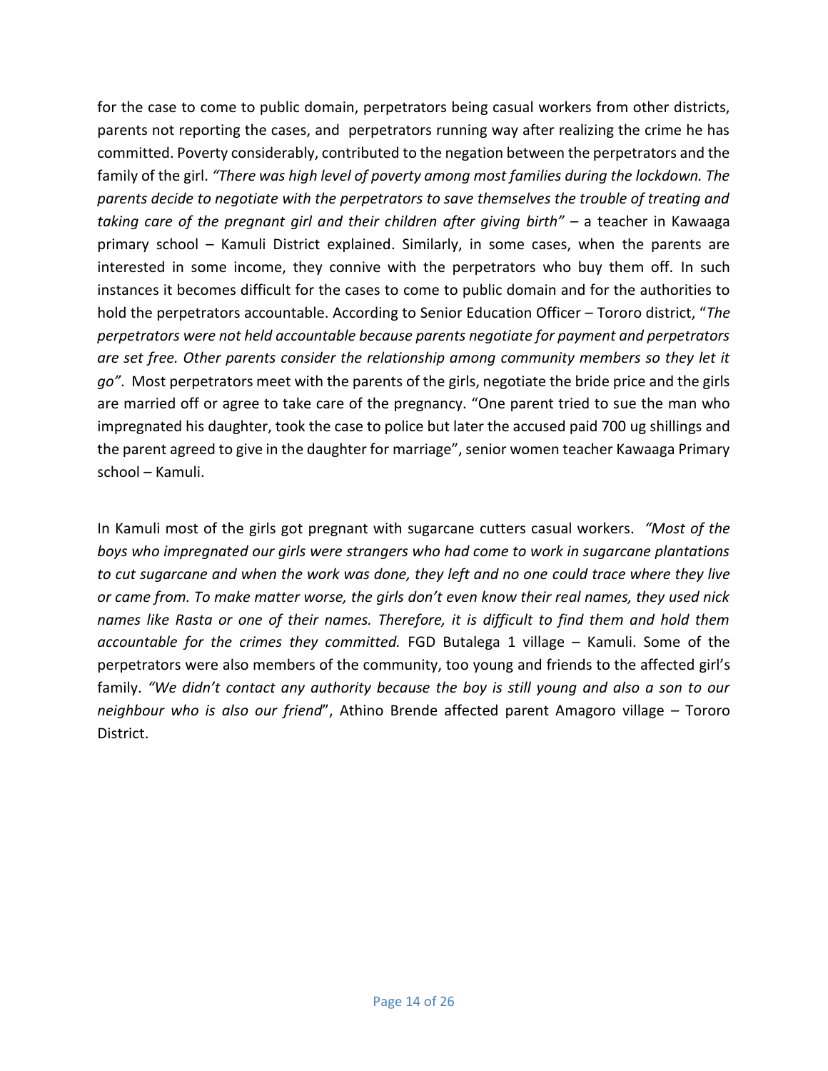for the case to come to public domain, perpetrators being casual workers from other districts, parents not reporting the cases, and perpetrators running way after realizing the crime he has committed. Poverty considerably, contributed to the negation between the perpetrators and the family of the girl. *"There was high level of poverty among most families during the lockdown. The parents decide to negotiate with the perpetrators to save themselves the trouble of treating and taking care of the pregnant girl and their children after giving birth"* – a teacher in Kawaaga primary school – Kamuli District explained. Similarly, in some cases, when the parents are interested in some income, they connive with the perpetrators who buy them off. In such instances it becomes difficult for the cases to come to public domain and for the authorities to hold the perpetrators accountable. According to Senior Education Officer – Tororo district, "*The perpetrators were not held accountable because parents negotiate for payment and perpetrators are set free. Other parents consider the relationship among community members so they let it go"*. Most perpetrators meet with the parents of the girls, negotiate the bride price and the girls are married off or agree to take care of the pregnancy. "One parent tried to sue the man who impregnated his daughter, took the case to police but later the accused paid 700 ug shillings and the parent agreed to give in the daughter for marriage", senior women teacher Kawaaga Primary school – Kamuli.

In Kamuli most of the girls got pregnant with sugarcane cutters casual workers. *"Most of the boys who impregnated our girls were strangers who had come to work in sugarcane plantations to cut sugarcane and when the work was done, they left and no one could trace where they live or came from. To make matter worse, the girls don't even know their real names, they used nick names like Rasta or one of their names. Therefore, it is difficult to find them and hold them accountable for the crimes they committed.* FGD Butalega 1 village – Kamuli. Some of the perpetrators were also members of the community, too young and friends to the affected girl's family. *"We didn't contact any authority because the boy is still young and also a son to our neighbour who is also our friend*", Athino Brende affected parent Amagoro village – Tororo District.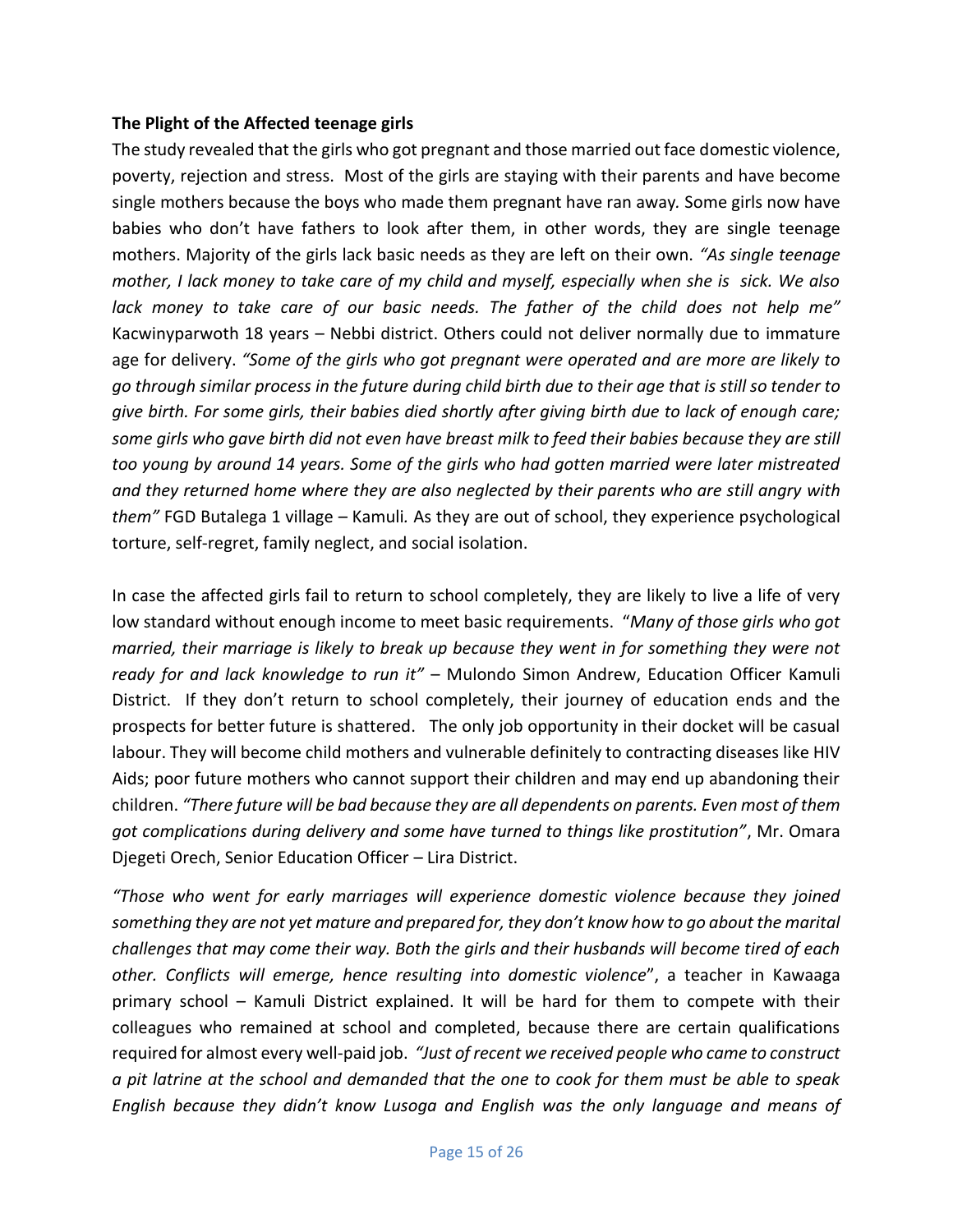**The Plight of the Affected teenage girls**

The study revealed that the girls who got pregnant and those married out face domestic violence, poverty, rejection and stress. Most of the girls are staying with their parents and have become single mothers because the boys who made them pregnant have ran away. Some girls now have babies who don't have fathers to look after them, in other words, they are single teenage mothers. Majority of the girls lack basic needs as they are left on their own. *"As single teenage mother, I lack money to take care of my child and myself, especially when she is sick. We also lack money to take care of our basic needs. The father of the child does not help me"* Kacwinyparwoth 18 years – Nebbi district. Others could not deliver normally due to immature age for delivery. *"Some of the girls who got pregnant were operated and are more are likely to go through similar process in the future during child birth due to their age that is still so tender to give birth. For some girls, their babies died shortly after giving birth due to lack of enough care; some girls who gave birth did not even have breast milk to feed their babies because they are still too young by around 14 years. Some of the girls who had gotten married were later mistreated and they returned home where they are also neglected by their parents who are still angry with them"* FGD Butalega 1 village – Kamuli. As they are out of school, they experience psychological torture, self-regret, family neglect, and social isolation.

In case the affected girls fail to return to school completely, they are likely to live a life of very low standard without enough income to meet basic requirements. "*Many of those girls who got married, their marriage is likely to break up because they went in for something they were not ready for and lack knowledge to run it"* – Mulondo Simon Andrew, Education Officer Kamuli District. If they don't return to school completely, their journey of education ends and the prospects for better future is shattered. The only job opportunity in their docket will be casual labour. They will become child mothers and vulnerable definitely to contracting diseases like HIV Aids; poor future mothers who cannot support their children and may end up abandoning their children. *"There future will be bad because they are all dependents on parents. Even most of them got complications during delivery and some have turned to things like prostitution"*, Mr. Omara Djegeti Orech, Senior Education Officer – Lira District.

*"Those who went for early marriages will experience domestic violence because they joined something they are not yet mature and prepared for, they don't know how to go about the marital challenges that may come their way. Both the girls and their husbands will become tired of each other. Conflicts will emerge, hence resulting into domestic violence*", a teacher in Kawaaga primary school – Kamuli District explained. It will be hard for them to compete with their colleagues who remained at school and completed, because there are certain qualifications required for almost every well-paid job. *"Just of recent we received people who came to construct a pit latrine at the school and demanded that the one to cook for them must be able to speak English because they didn't know Lusoga and English was the only language and means of*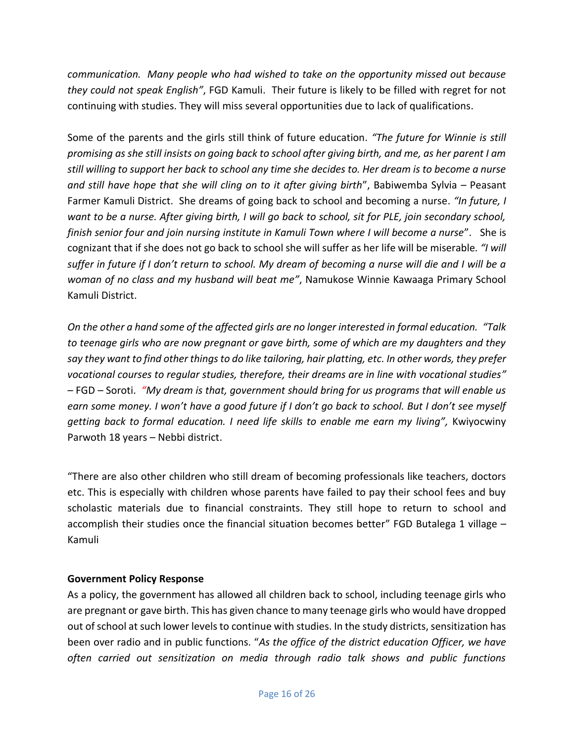*communication. Many people who had wished to take on the opportunity missed out because they could not speak English"*, FGD Kamuli. Their future is likely to be filled with regret for not continuing with studies. They will miss several opportunities due to lack of qualifications.

Some of the parents and the girls still think of future education. *"The future for Winnie is still promising as she still insists on going back to school after giving birth, and me, as her parent I am still willing to support her back to school any time she decides to. Her dream is to become a nurse and still have hope that she will cling on to it after giving birth*", Babiwemba Sylvia – Peasant Farmer Kamuli District. She dreams of going back to school and becoming a nurse. *"In future, I want to be a nurse. After giving birth, I will go back to school, sit for PLE, join secondary school, finish senior four and join nursing institute in Kamuli Town where I will become a nurse*". She is cognizant that if she does not go back to school she will suffer as her life will be miserable*. "I will suffer in future if I don't return to school. My dream of becoming a nurse will die and I will be a woman of no class and my husband will beat me"*, Namukose Winnie Kawaaga Primary School Kamuli District.

*On the other a hand some of the affected girls are no longer interested in formal education. "Talk to teenage girls who are now pregnant or gave birth, some of which are my daughters and they say they want to find other things to do like tailoring, hair platting, etc. In other words, they prefer vocational courses to regular studies, therefore, their dreams are in line with vocational studies"* – FGD – Soroti. *"My dream is that, government should bring for us programs that will enable us earn some money. I won't have a good future if I don't go back to school. But I don't see myself getting back to formal education. I need life skills to enable me earn my living",* Kwiyocwiny Parwoth 18 years – Nebbi district.

"There are also other children who still dream of becoming professionals like teachers, doctors etc. This is especially with children whose parents have failed to pay their school fees and buy scholastic materials due to financial constraints. They still hope to return to school and accomplish their studies once the financial situation becomes better" FGD Butalega 1 village – Kamuli

**Government Policy Response**

As a policy, the government has allowed all children back to school, including teenage girls who are pregnant or gave birth. This has given chance to many teenage girls who would have dropped out of school at such lower levels to continue with studies. In the study districts, sensitization has been over radio and in public functions. "*As the office of the district education Officer, we have often carried out sensitization on media through radio talk shows and public functions*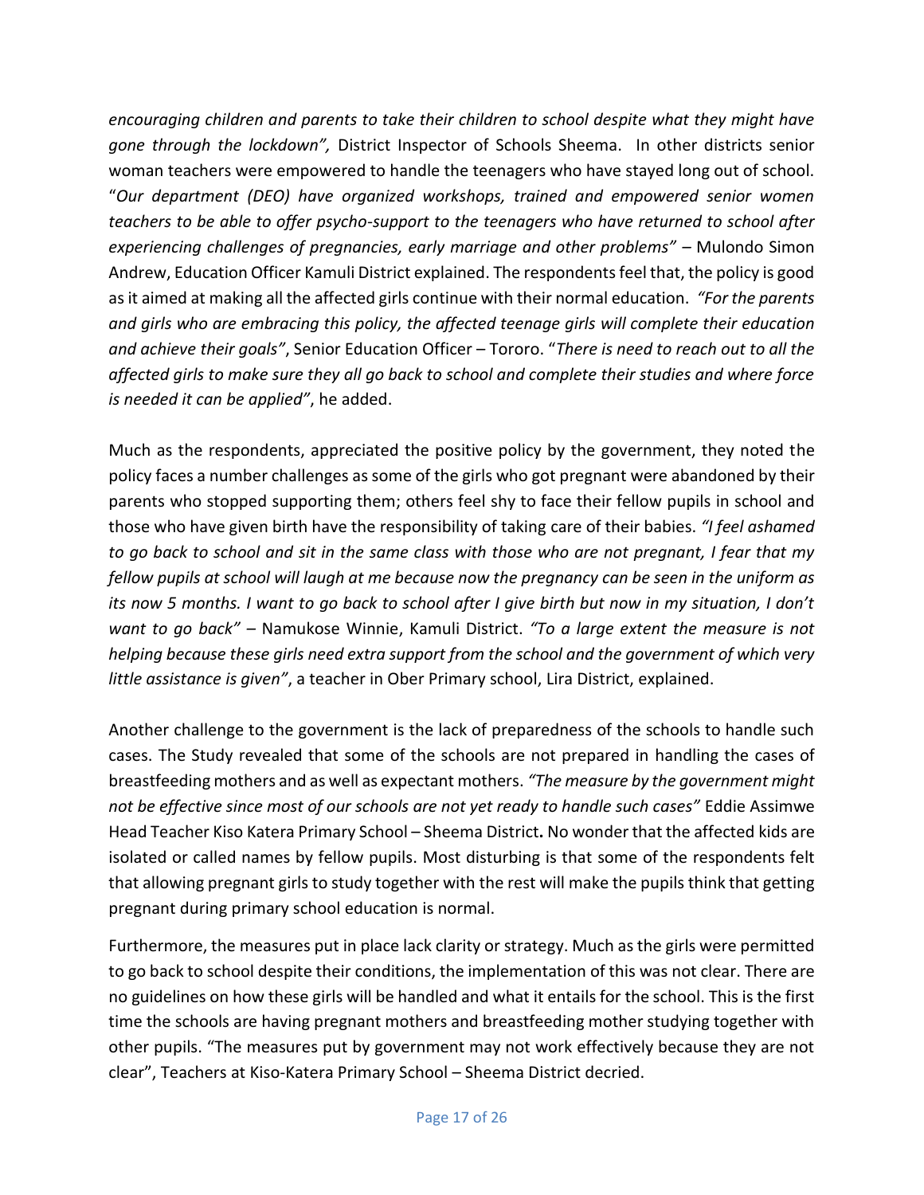*encouraging children and parents to take their children to school despite what they might have gone through the lockdown",* District Inspector of Schools Sheema. In other districts senior woman teachers were empowered to handle the teenagers who have stayed long out of school. "*Our department (DEO) have organized workshops, trained and empowered senior women teachers to be able to offer psycho-support to the teenagers who have returned to school after experiencing challenges of pregnancies, early marriage and other problems"* – Mulondo Simon Andrew, Education Officer Kamuli District explained. The respondents feel that, the policy is good as it aimed at making all the affected girls continue with their normal education. *"For the parents and girls who are embracing this policy, the affected teenage girls will complete their education and achieve their goals"*, Senior Education Officer – Tororo. "*There is need to reach out to all the affected girls to make sure they all go back to school and complete their studies and where force is needed it can be applied"*, he added.

Much as the respondents, appreciated the positive policy by the government, they noted the policy faces a number challenges as some of the girls who got pregnant were abandoned by their parents who stopped supporting them; others feel shy to face their fellow pupils in school and those who have given birth have the responsibility of taking care of their babies. *"I feel ashamed to go back to school and sit in the same class with those who are not pregnant, I fear that my fellow pupils at school will laugh at me because now the pregnancy can be seen in the uniform as its now 5 months. I want to go back to school after I give birth but now in my situation, I don't want to go back"* – Namukose Winnie, Kamuli District. *"To a large extent the measure is not helping because these girls need extra support from the school and the government of which very little assistance is given"*, a teacher in Ober Primary school, Lira District, explained.

Another challenge to the government is the lack of preparedness of the schools to handle such cases. The Study revealed that some of the schools are not prepared in handling the cases of breastfeeding mothers and as well as expectant mothers. *"The measure by the government might not be effective since most of our schools are not yet ready to handle such cases"* Eddie Assimwe Head Teacher Kiso Katera Primary School – Sheema District**.** No wonder that the affected kids are isolated or called names by fellow pupils. Most disturbing is that some of the respondents felt that allowing pregnant girls to study together with the rest will make the pupils think that getting pregnant during primary school education is normal.

Furthermore, the measures put in place lack clarity or strategy. Much as the girls were permitted to go back to school despite their conditions, the implementation of this was not clear. There are no guidelines on how these girls will be handled and what it entails for the school. This is the first time the schools are having pregnant mothers and breastfeeding mother studying together with other pupils. "The measures put by government may not work effectively because they are not clear", Teachers at Kiso-Katera Primary School – Sheema District decried.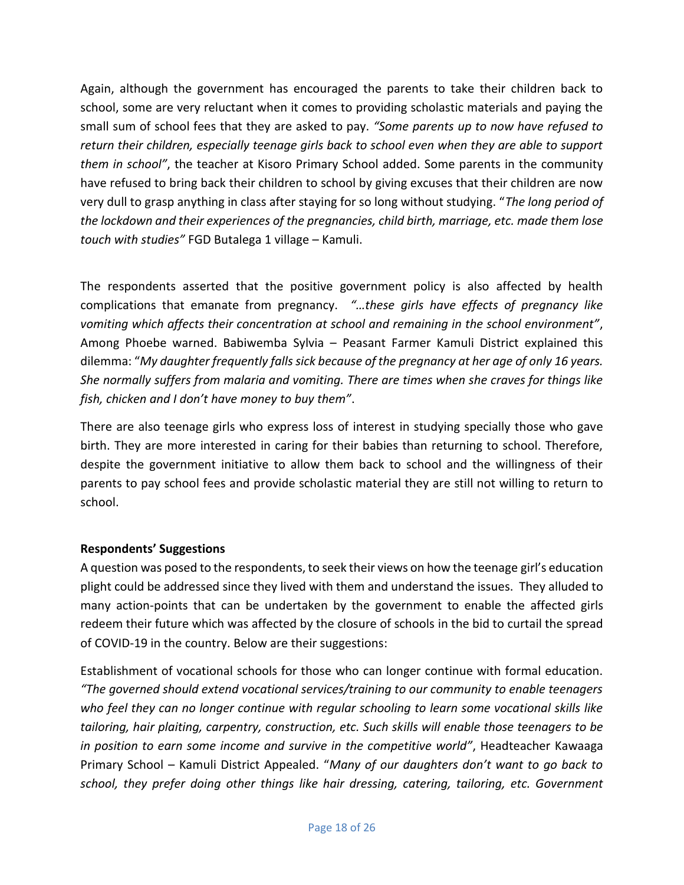Again, although the government has encouraged the parents to take their children back to school, some are very reluctant when it comes to providing scholastic materials and paying the small sum of school fees that they are asked to pay. *"Some parents up to now have refused to return their children, especially teenage girls back to school even when they are able to support them in school"*, the teacher at Kisoro Primary School added. Some parents in the community have refused to bring back their children to school by giving excuses that their children are now very dull to grasp anything in class after staying for so long without studying. "*The long period of the lockdown and their experiences of the pregnancies, child birth, marriage, etc. made them lose touch with studies"* FGD Butalega 1 village – Kamuli.

The respondents asserted that the positive government policy is also affected by health complications that emanate from pregnancy. *"…these girls have effects of pregnancy like vomiting which affects their concentration at school and remaining in the school environment"*, Among Phoebe warned. Babiwemba Sylvia – Peasant Farmer Kamuli District explained this dilemma: "*My daughter frequently falls sick because of the pregnancy at her age of only 16 years. She normally suffers from malaria and vomiting. There are times when she craves for things like fish, chicken and I don't have money to buy them"*.

There are also teenage girls who express loss of interest in studying specially those who gave birth. They are more interested in caring for their babies than returning to school. Therefore, despite the government initiative to allow them back to school and the willingness of their parents to pay school fees and provide scholastic material they are still not willing to return to school.

**Respondents' Suggestions**

A question was posed to the respondents, to seek their views on how the teenage girl's education plight could be addressed since they lived with them and understand the issues. They alluded to many action-points that can be undertaken by the government to enable the affected girls redeem their future which was affected by the closure of schools in the bid to curtail the spread of COVID-19 in the country. Below are their suggestions:

Establishment of vocational schools for those who can longer continue with formal education. *"The governed should extend vocational services/training to our community to enable teenagers who feel they can no longer continue with regular schooling to learn some vocational skills like tailoring, hair plaiting, carpentry, construction, etc. Such skills will enable those teenagers to be in position to earn some income and survive in the competitive world"*, Headteacher Kawaaga Primary School – Kamuli District Appealed. "*Many of our daughters don't want to go back to school, they prefer doing other things like hair dressing, catering, tailoring, etc. Government*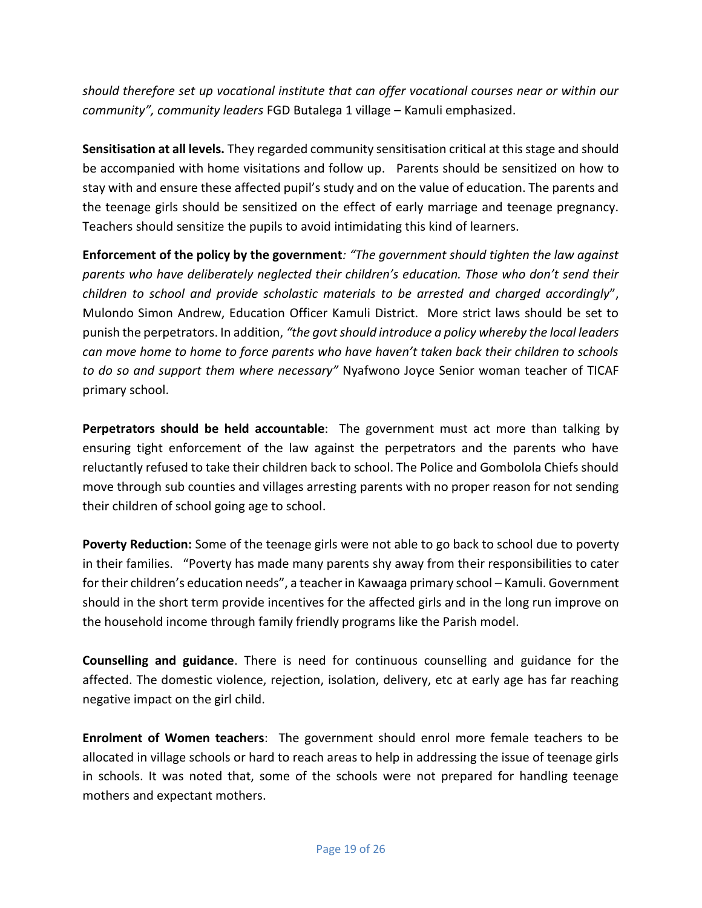*should therefore set up vocational institute that can offer vocational courses near or within our community", community leaders* FGD Butalega 1 village – Kamuli emphasized.

**Sensitisation at all levels.** They regarded community sensitisation critical at this stage and should be accompanied with home visitations and follow up. Parents should be sensitized on how to stay with and ensure these affected pupil's study and on the value of education. The parents and the teenage girls should be sensitized on the effect of early marriage and teenage pregnancy. Teachers should sensitize the pupils to avoid intimidating this kind of learners.

**Enforcement of the policy by the government***: "The government should tighten the law against parents who have deliberately neglected their children's education. Those who don't send their children to school and provide scholastic materials to be arrested and charged accordingly*", Mulondo Simon Andrew, Education Officer Kamuli District. More strict laws should be set to punish the perpetrators. In addition, *"the govt should introduce a policy whereby the local leaders can move home to home to force parents who have haven't taken back their children to schools to do so and support them where necessary"* Nyafwono Joyce Senior woman teacher of TICAF primary school.

**Perpetrators should be held accountable**: The government must act more than talking by ensuring tight enforcement of the law against the perpetrators and the parents who have reluctantly refused to take their children back to school. The Police and Gombolola Chiefs should move through sub counties and villages arresting parents with no proper reason for not sending their children of school going age to school.

**Poverty Reduction:** Some of the teenage girls were not able to go back to school due to poverty in their families. "Poverty has made many parents shy away from their responsibilities to cater for their children's education needs", a teacher in Kawaaga primary school – Kamuli. Government should in the short term provide incentives for the affected girls and in the long run improve on the household income through family friendly programs like the Parish model.

**Counselling and guidance**. There is need for continuous counselling and guidance for the affected. The domestic violence, rejection, isolation, delivery, etc at early age has far reaching negative impact on the girl child.

**Enrolment of Women teachers**: The government should enrol more female teachers to be allocated in village schools or hard to reach areas to help in addressing the issue of teenage girls in schools. It was noted that, some of the schools were not prepared for handling teenage mothers and expectant mothers.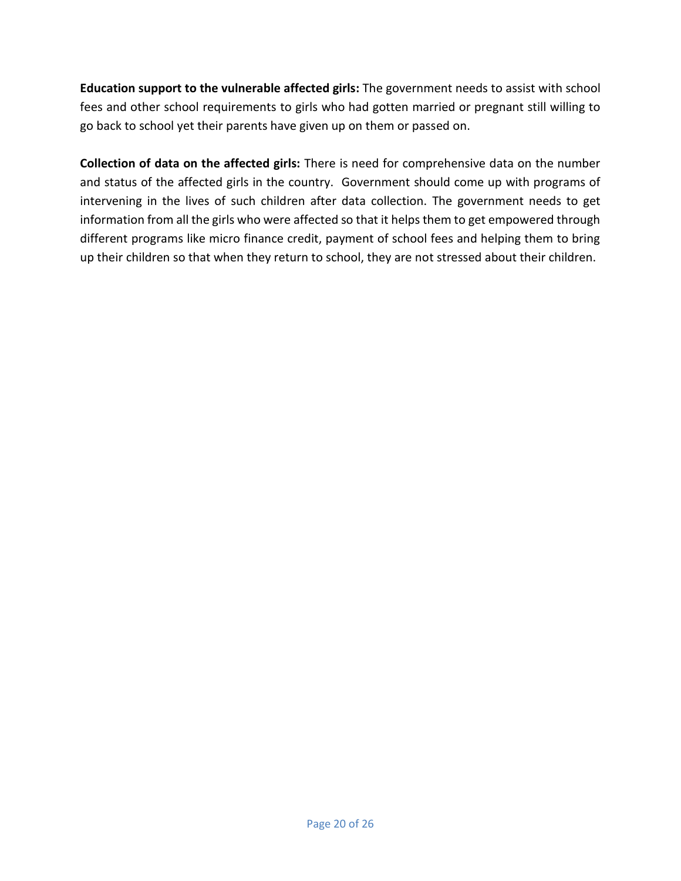**Education support to the vulnerable affected girls:** The government needs to assist with school fees and other school requirements to girls who had gotten married or pregnant still willing to go back to school yet their parents have given up on them or passed on.

**Collection of data on the affected girls:** There is need for comprehensive data on the number and status of the affected girls in the country. Government should come up with programs of intervening in the lives of such children after data collection. The government needs to get information from all the girls who were affected so that it helps them to get empowered through different programs like micro finance credit, payment of school fees and helping them to bring up their children so that when they return to school, they are not stressed about their children.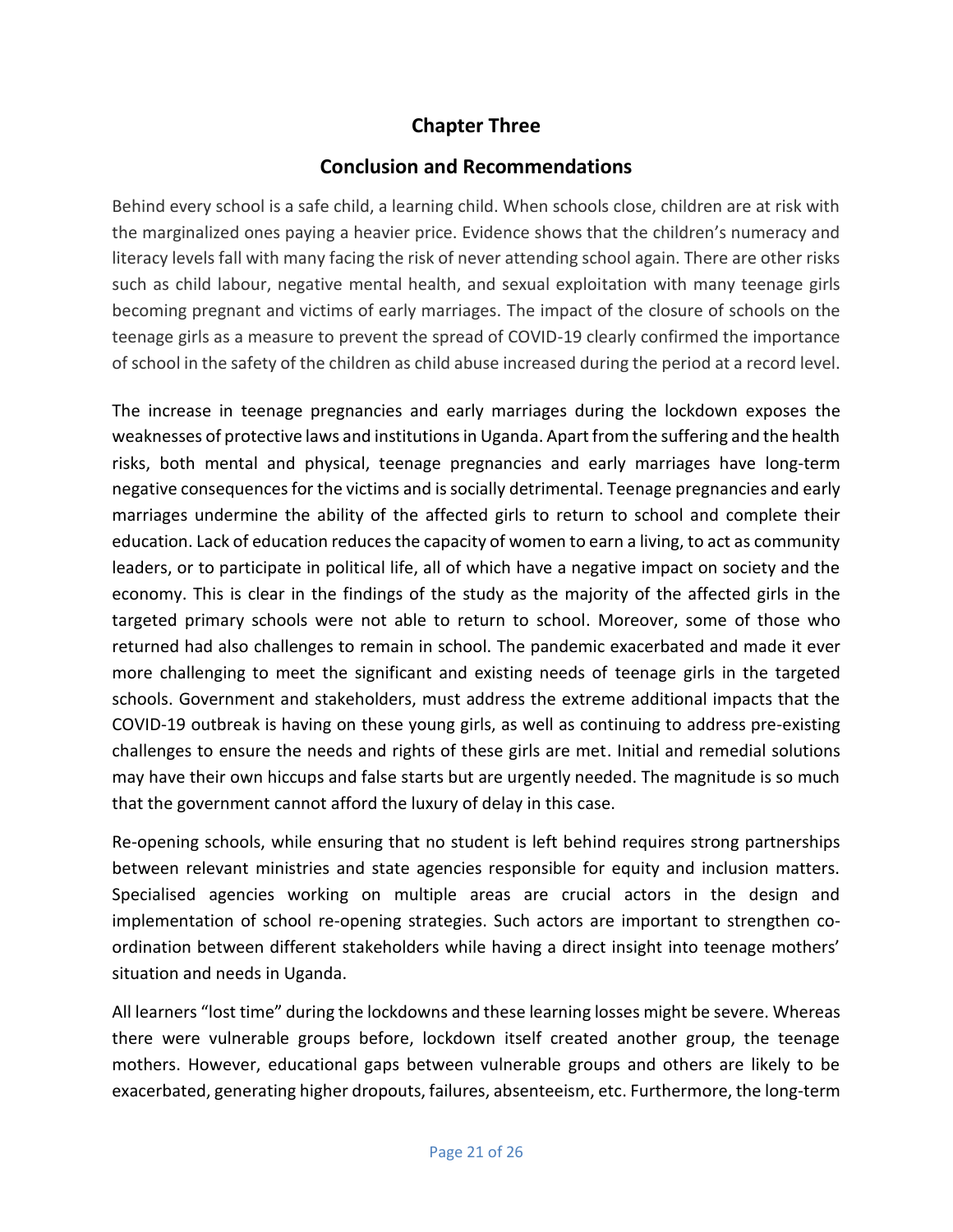## Chapter Three

## Conclusion and Recommendations

Behind every school is a safe child, a learning child. When schools close, children are at risk with the marginalized ones paying a heavier price. Evidence shows that the children's numeracy and literacy levels fall with many facing the risk of never attending school again. There are other risks such as child labour, negative mental health, and sexual exploitation with many teenage girls becoming pregnant and victims of early marriages. The impact of the closure of schools on the teenage girls as a measure to prevent the spread of COVID-19 clearly confirmed the importance of school in the safety of the children as child abuse increased during the period at a record level.

The increase in teenage pregnancies and early marriages during the lockdown exposes the weaknesses of protective laws and institutions in Uganda. Apart from the suffering and the health risks, both mental and physical, teenage pregnancies and early marriages have long-term negative consequences for the victims and is socially detrimental. Teenage pregnancies and early marriages undermine the ability of the affected girls to return to school and complete their education. Lack of education reduces the capacity of women to earn a living, to act as community leaders, or to participate in political life, all of which have a negative impact on society and the economy. This is clear in the findings of the study as the majority of the affected girls in the targeted primary schools were not able to return to school. Moreover, some of those who returned had also challenges to remain in school. The pandemic exacerbated and made it ever more challenging to meet the significant and existing needs of teenage girls in the targeted schools. Government and stakeholders, must address the extreme additional impacts that the COVID-19 outbreak is having on these young girls, as well as continuing to address pre-existing challenges to ensure the needs and rights of these girls are met. Initial and remedial solutions may have their own hiccups and false starts but are urgently needed. The magnitude is so much that the government cannot afford the luxury of delay in this case.

Re-opening schools, while ensuring that no student is left behind requires strong partnerships between relevant ministries and state agencies responsible for equity and inclusion matters. Specialised agencies working on multiple areas are crucial actors in the design and implementation of school re-opening strategies. Such actors are important to strengthen co-ordination between different stakeholders while having a direct insight into teenage mothers' situation and needs in Uganda.

All learners "lost time" during the lockdowns and these learning losses might be severe. Whereas there were vulnerable groups before, lockdown itself created another group, the teenage mothers. However, educational gaps between vulnerable groups and others are likely to be exacerbated, generating higher dropouts, failures, absenteeism, etc. Furthermore, the long-term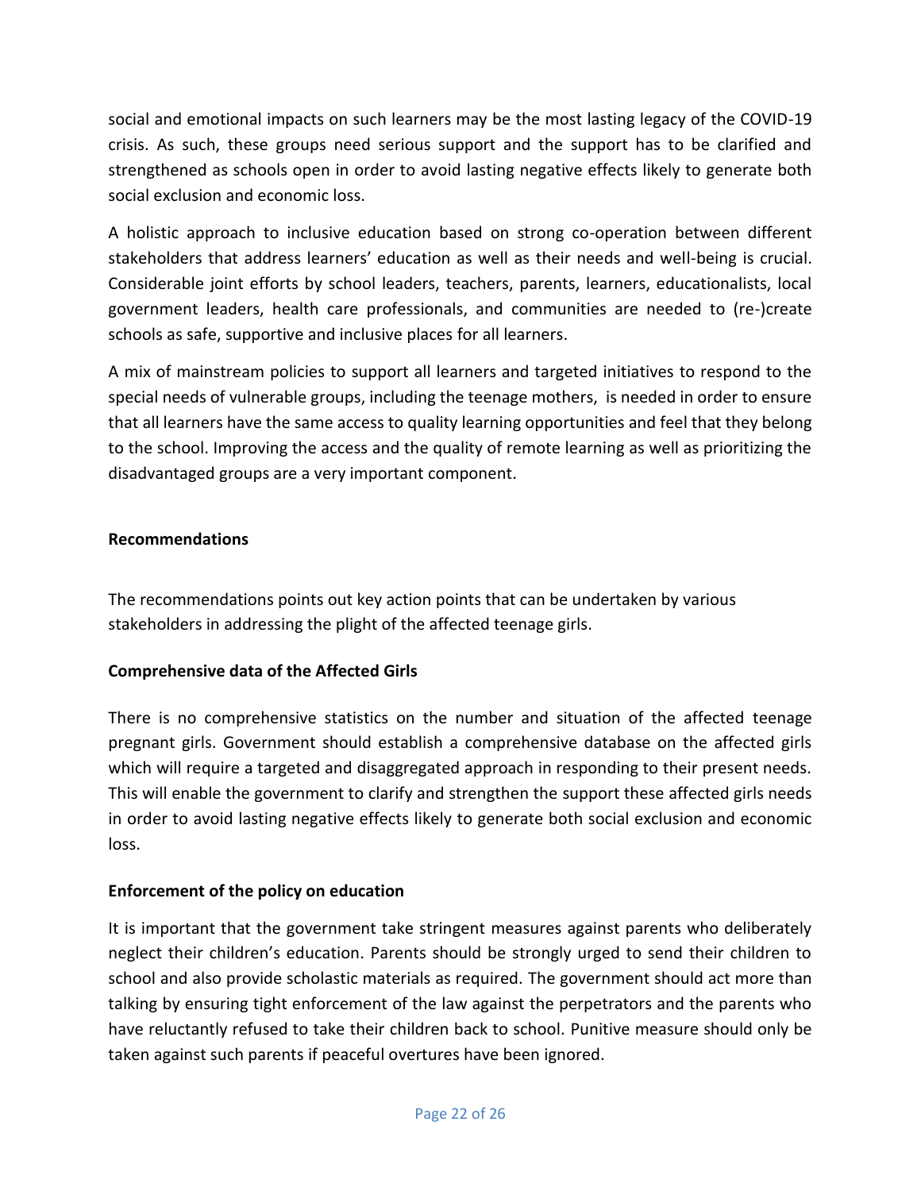social and emotional impacts on such learners may be the most lasting legacy of the COVID-19 crisis. As such, these groups need serious support and the support has to be clarified and strengthened as schools open in order to avoid lasting negative effects likely to generate both social exclusion and economic loss.

A holistic approach to inclusive education based on strong co-operation between different stakeholders that address learners' education as well as their needs and well-being is crucial. Considerable joint efforts by school leaders, teachers, parents, learners, educationalists, local government leaders, health care professionals, and communities are needed to (re-)create schools as safe, supportive and inclusive places for all learners.

A mix of mainstream policies to support all learners and targeted initiatives to respond to the special needs of vulnerable groups, including the teenage mothers, is needed in order to ensure that all learners have the same access to quality learning opportunities and feel that they belong to the school. Improving the access and the quality of remote learning as well as prioritizing the disadvantaged groups are a very important component.

## Recommendations

The recommendations points out key action points that can be undertaken by various stakeholders in addressing the plight of the affected teenage girls.

### Comprehensive data of the Affected Girls

There is no comprehensive statistics on the number and situation of the affected teenage pregnant girls. Government should establish a comprehensive database on the affected girls which will require a targeted and disaggregated approach in responding to their present needs. This will enable the government to clarify and strengthen the support these affected girls needs in order to avoid lasting negative effects likely to generate both social exclusion and economic loss.

### Enforcement of the policy on education

It is important that the government take stringent measures against parents who deliberately neglect their children's education. Parents should be strongly urged to send their children to school and also provide scholastic materials as required. The government should act more than talking by ensuring tight enforcement of the law against the perpetrators and the parents who have reluctantly refused to take their children back to school. Punitive measure should only be taken against such parents if peaceful overtures have been ignored.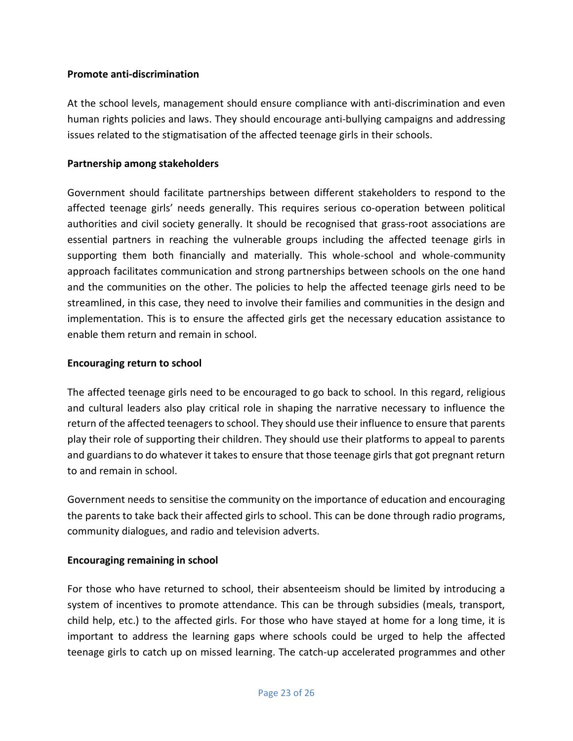**Promote anti-discrimination**

At the school levels, management should ensure compliance with anti-discrimination and even human rights policies and laws. They should encourage anti-bullying campaigns and addressing issues related to the stigmatisation of the affected teenage girls in their schools.

**Partnership among stakeholders**

Government should facilitate partnerships between different stakeholders to respond to the affected teenage girls' needs generally. This requires serious co-operation between political authorities and civil society generally. It should be recognised that grass-root associations are essential partners in reaching the vulnerable groups including the affected teenage girls in supporting them both financially and materially. This whole-school and whole-community approach facilitates communication and strong partnerships between schools on the one hand and the communities on the other. The policies to help the affected teenage girls need to be streamlined, in this case, they need to involve their families and communities in the design and implementation. This is to ensure the affected girls get the necessary education assistance to enable them return and remain in school.

**Encouraging return to school**

The affected teenage girls need to be encouraged to go back to school. In this regard, religious and cultural leaders also play critical role in shaping the narrative necessary to influence the return of the affected teenagers to school. They should use their influence to ensure that parents play their role of supporting their children. They should use their platforms to appeal to parents and guardians to do whatever it takes to ensure that those teenage girls that got pregnant return to and remain in school.

Government needs to sensitise the community on the importance of education and encouraging the parents to take back their affected girls to school. This can be done through radio programs, community dialogues, and radio and television adverts.

**Encouraging remaining in school**

For those who have returned to school, their absenteeism should be limited by introducing a system of incentives to promote attendance. This can be through subsidies (meals, transport, child help, etc.) to the affected girls. For those who have stayed at home for a long time, it is important to address the learning gaps where schools could be urged to help the affected teenage girls to catch up on missed learning. The catch-up accelerated programmes and other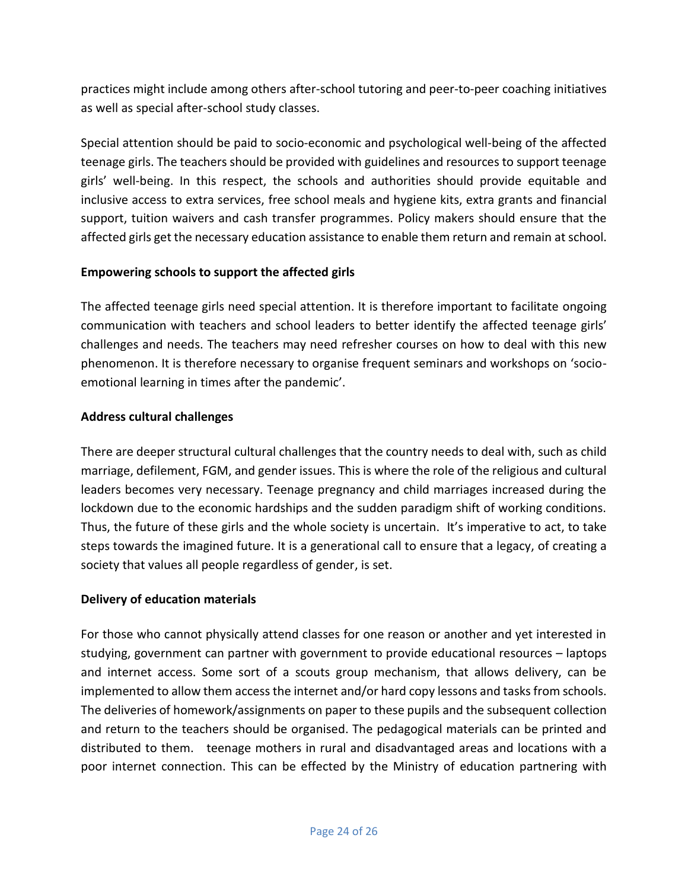practices might include among others after-school tutoring and peer-to-peer coaching initiatives as well as special after-school study classes.

Special attention should be paid to socio-economic and psychological well-being of the affected teenage girls. The teachers should be provided with guidelines and resources to support teenage girls' well-being. In this respect, the schools and authorities should provide equitable and inclusive access to extra services, free school meals and hygiene kits, extra grants and financial support, tuition waivers and cash transfer programmes. Policy makers should ensure that the affected girls get the necessary education assistance to enable them return and remain at school.

**Empowering schools to support the affected girls**

The affected teenage girls need special attention. It is therefore important to facilitate ongoing communication with teachers and school leaders to better identify the affected teenage girls' challenges and needs. The teachers may need refresher courses on how to deal with this new phenomenon. It is therefore necessary to organise frequent seminars and workshops on 'socio-emotional learning in times after the pandemic'.

**Address cultural challenges**

There are deeper structural cultural challenges that the country needs to deal with, such as child marriage, defilement, FGM, and gender issues. This is where the role of the religious and cultural leaders becomes very necessary. Teenage pregnancy and child marriages increased during the lockdown due to the economic hardships and the sudden paradigm shift of working conditions. Thus, the future of these girls and the whole society is uncertain. It's imperative to act, to take steps towards the imagined future. It is a generational call to ensure that a legacy, of creating a society that values all people regardless of gender, is set.

**Delivery of education materials**

For those who cannot physically attend classes for one reason or another and yet interested in studying, government can partner with government to provide educational resources – laptops and internet access. Some sort of a scouts group mechanism, that allows delivery, can be implemented to allow them access the internet and/or hard copy lessons and tasks from schools. The deliveries of homework/assignments on paper to these pupils and the subsequent collection and return to the teachers should be organised. The pedagogical materials can be printed and distributed to them. teenage mothers in rural and disadvantaged areas and locations with a poor internet connection. This can be effected by the Ministry of education partnering with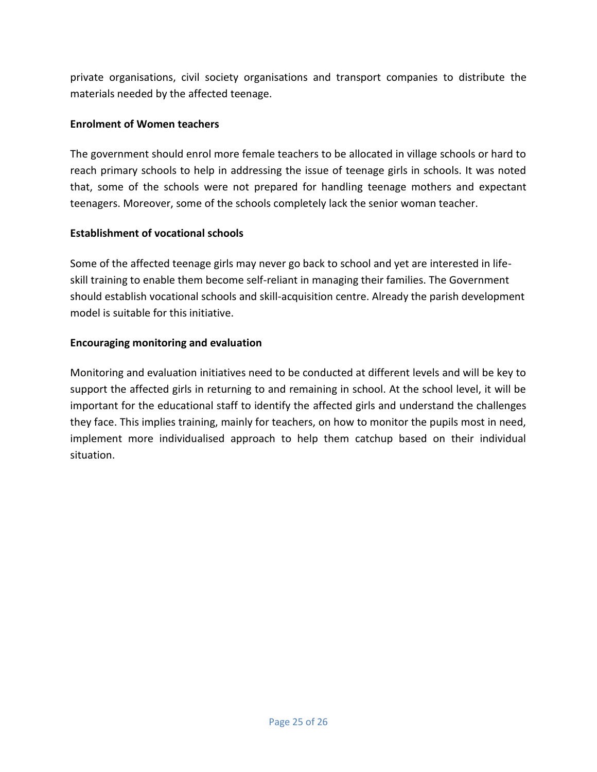private organisations, civil society organisations and transport companies to distribute the materials needed by the affected teenage.

**Enrolment of Women teachers**

The government should enrol more female teachers to be allocated in village schools or hard to reach primary schools to help in addressing the issue of teenage girls in schools. It was noted that, some of the schools were not prepared for handling teenage mothers and expectant teenagers. Moreover, some of the schools completely lack the senior woman teacher.

**Establishment of vocational schools**

Some of the affected teenage girls may never go back to school and yet are interested in life-skill training to enable them become self-reliant in managing their families. The Government should establish vocational schools and skill-acquisition centre. Already the parish development model is suitable for this initiative.

**Encouraging monitoring and evaluation**

Monitoring and evaluation initiatives need to be conducted at different levels and will be key to support the affected girls in returning to and remaining in school. At the school level, it will be important for the educational staff to identify the affected girls and understand the challenges they face. This implies training, mainly for teachers, on how to monitor the pupils most in need, implement more individualised approach to help them catchup based on their individual situation.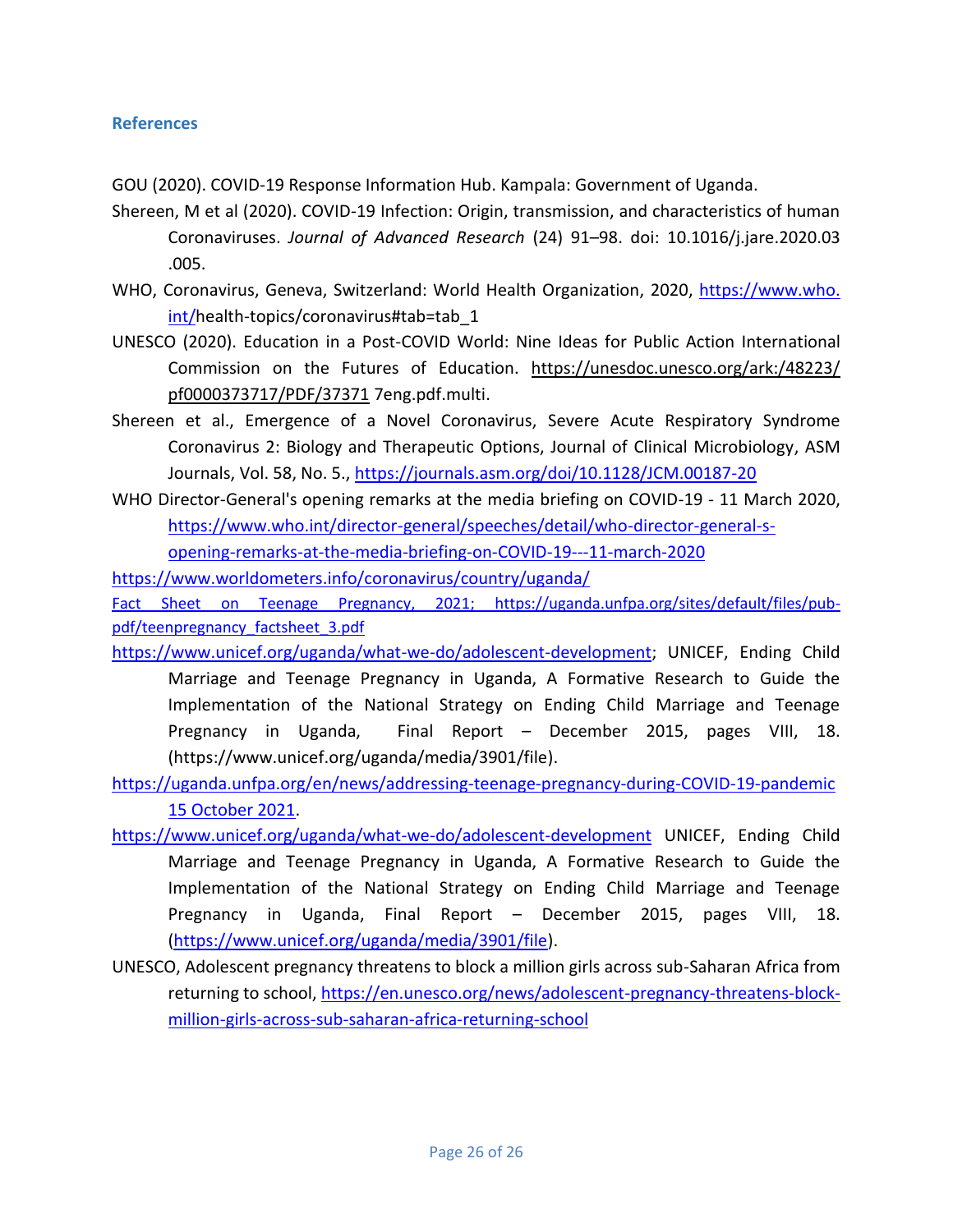## References

GOU (2020). COVID-19 Response Information Hub. Kampala: Government of Uganda.

Shereen, M et al (2020). COVID-19 Infection: Origin, transmission, and characteristics of human Coronaviruses. *Journal of Advanced Research* (24) 91–98. doi: 10.1016/j.jare.2020.03 .005.

WHO, Coronavirus, Geneva, Switzerland: World Health Organization, 2020, https://www.who.int/health-topics/coronavirus#tab=tab_1

UNESCO (2020). Education in a Post-COVID World: Nine Ideas for Public Action International Commission on the Futures of Education. https://unesdoc.unesco.org/ark:/48223/pf0000373717/PDF/37371 7eng.pdf.multi.

Shereen et al., Emergence of a Novel Coronavirus, Severe Acute Respiratory Syndrome Coronavirus 2: Biology and Therapeutic Options, Journal of Clinical Microbiology, ASM Journals, Vol. 58, No. 5., https://journals.asm.org/doi/10.1128/JCM.00187-20

WHO Director-General's opening remarks at the media briefing on COVID-19 - 11 March 2020, https://www.who.int/director-general/speeches/detail/who-director-general-s-opening-remarks-at-the-media-briefing-on-COVID-19---11-march-2020

https://www.worldometers.info/coronavirus/country/uganda/

Fact Sheet on Teenage Pregnancy, 2021; https://uganda.unfpa.org/sites/default/files/pub-pdf/teenpregnancy_factsheet_3.pdf

https://www.unicef.org/uganda/what-we-do/adolescent-development; UNICEF, Ending Child Marriage and Teenage Pregnancy in Uganda, A Formative Research to Guide the Implementation of the National Strategy on Ending Child Marriage and Teenage Pregnancy in Uganda, Final Report – December 2015, pages VIII, 18. (https://www.unicef.org/uganda/media/3901/file).

https://uganda.unfpa.org/en/news/addressing-teenage-pregnancy-during-COVID-19-pandemic 15 October 2021.

https://www.unicef.org/uganda/what-we-do/adolescent-development UNICEF, Ending Child Marriage and Teenage Pregnancy in Uganda, A Formative Research to Guide the Implementation of the National Strategy on Ending Child Marriage and Teenage Pregnancy in Uganda, Final Report – December 2015, pages VIII, 18. (https://www.unicef.org/uganda/media/3901/file).

UNESCO, Adolescent pregnancy threatens to block a million girls across sub-Saharan Africa from returning to school, https://en.unesco.org/news/adolescent-pregnancy-threatens-block-million-girls-across-sub-saharan-africa-returning-school